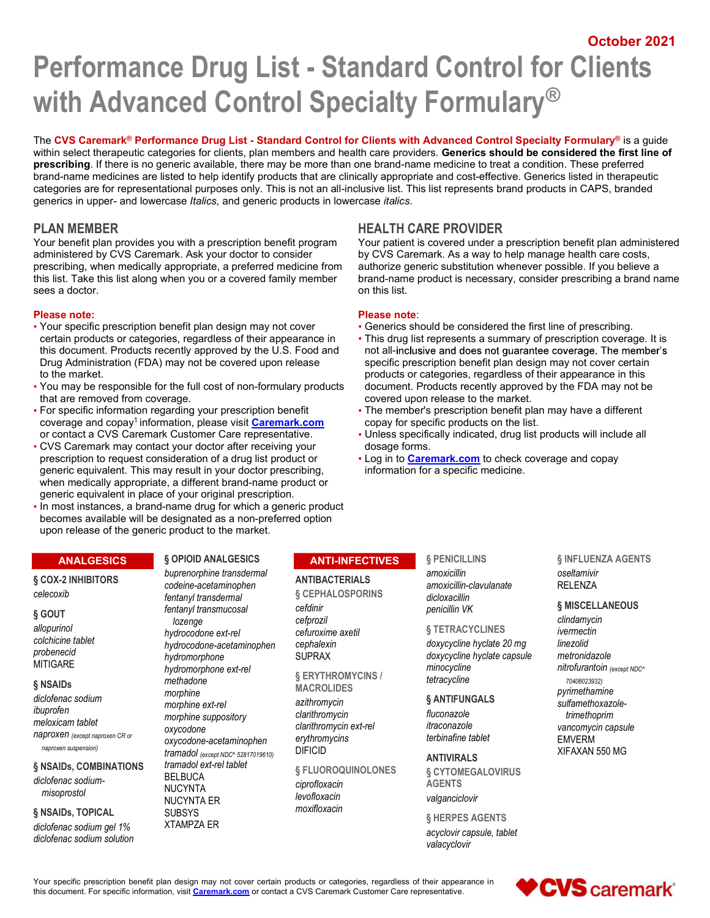October 2021

# Performance Drug List - Standard Control for Clients with Advanced Control Specialty Formulary®

The **CVS Caremark® Performance Drug List - Standard Control for Clients with Advanced Control Specialty Formulary®** is a guide within select therapeutic categories for clients, plan members and health care providers. **Generics should be considered the first line of prescribing**. If there is no generic available, there may be more than one brand-name medicine to treat a condition. These preferred brand-name medicines are listed to help identify products that are clinically appropriate and cost-effective. Generics listed in therapeutic categories are for representational purposes only. This is not an all-inclusive list. This list represents brand products in CAPS, branded generics in upper- and lowercase *Italics,* and generic products in lowercase *italics*.

## PLAN MEMBER

Your benefit plan provides you with a prescription benefit program administered by CVS Caremark. Ask your doctor to consider prescribing, when medically appropriate, a preferred medicine from this list. Take this list along when you or a covered family member sees a doctor.

**Please note:**

- Your specific prescription benefit plan design may not cover certain products or categories, regardless of their appearance in this document. Products recently approved by the U.S. Food and Drug Administration (FDA) may not be covered upon release to the market.
- You may be responsible for the full cost of non-formulary products that are removed from coverage.
- For specific information regarding your prescription benefit coverage and copay[1] information, please visit **Caremark.com** or contact a CVS Caremark Customer Care representative.
- CVS Caremark may contact your doctor after receiving your prescription to request consideration of a drug list product or generic equivalent. This may result in your doctor prescribing, when medically appropriate, a different brand-name product or generic equivalent in place of your original prescription.
- In most instances, a brand-name drug for which a generic product becomes available will be designated as a non-preferred option upon release of the generic product to the market.

## HEALTH CARE PROVIDER

Your patient is covered under a prescription benefit plan administered by CVS Caremark. As a way to help manage health care costs, authorize generic substitution whenever possible. If you believe a brand-name product is necessary, consider prescribing a brand name on this list.

**Please note**:

- Generics should be considered the first line of prescribing.
- This drug list represents a summary of prescription coverage. It is not all-inclusive and does not guarantee coverage. The member's specific prescription benefit plan design may not cover certain products or categories, regardless of their appearance in this document. Products recently approved by the FDA may not be covered upon release to the market.
- The member's prescription benefit plan may have a different copay for specific products on the list.
- Unless specifically indicated, drug list products will include all dosage forms.
- Log in to **Caremark.com** to check coverage and copay information for a specific medicine.

## ANALGESICS

### § COX-2 INHIBITORS

*celecoxib*

### § GOUT

*allopurinol*
*colchicine tablet*
*probenecid*
MITIGARE

### § NSAIDs

*diclofenac sodium*
*ibuprofen*
*meloxicam tablet*
*naproxen* (except naproxen CR or naproxen suspension)

### § NSAIDs, COMBINATIONS

*diclofenac sodium-misoprostol*

### § NSAIDs, TOPICAL

*diclofenac sodium gel 1%*
*diclofenac sodium solution*

### § OPIOID ANALGESICS

*buprenorphine transdermal*
*codeine-acetaminophen*
*fentanyl transdermal*
*fentanyl transmucosal lozenge*
*hydrocodone ext-rel*
*hydrocodone-acetaminophen*
*hydromorphone*
*hydromorphone ext-rel*
*methadone*
*morphine*
*morphine ext-rel*
*morphine suppository*
*oxycodone*
*oxycodone-acetaminophen*
*tramadol* (except NDC^ 52817019610)
*tramadol ext-rel tablet*
BELBUCA
NUCYNTA
NUCYNTA ER
SUBSYS
XTAMPZA ER

## ANTI-INFECTIVES

### ANTIBACTERIALS

### § CEPHALOSPORINS

*cefdinir*
*cefprozil*
*cefuroxime axetil*
*cephalexin*
SUPRAX

### § ERYTHROMYCINS / MACROLIDES

*azithromycin*
*clarithromycin*
*clarithromycin ext-rel*
*erythromycins*
DIFICID

### § FLUOROQUINOLONES

*ciprofloxacin*
*levofloxacin*
*moxifloxacin*

### § PENICILLINS

*amoxicillin*
*amoxicillin-clavulanate*
*dicloxacillin*
*penicillin VK*

### § TETRACYCLINES

*doxycycline hyclate 20 mg*
*doxycycline hyclate capsule*
*minocycline*
*tetracycline*

### § ANTIFUNGALS

*fluconazole*
*itraconazole*
*terbinafine tablet*

### ANTIVIRALS

### § CYTOMEGALOVIRUS AGENTS

*valganciclovir*

### § HERPES AGENTS

*acyclovir capsule, tablet*
*valacyclovir*

### § INFLUENZA AGENTS

*oseltamivir*
RELENZA

### § MISCELLANEOUS

*clindamycin*
*ivermectin*
*linezolid*
*metronidazole*
*nitrofurantoin* (except NDC^ 70408023932)
*pyrimethamine*
*sulfamethoxazole-trimethoprim*
*vancomycin capsule*
EMVERM
XIFAXAN 550 MG

Your specific prescription benefit plan design may not cover certain products or categories, regardless of their appearance in this document. For specific information, visit **Caremark.com** or contact a CVS Caremark Customer Care representative.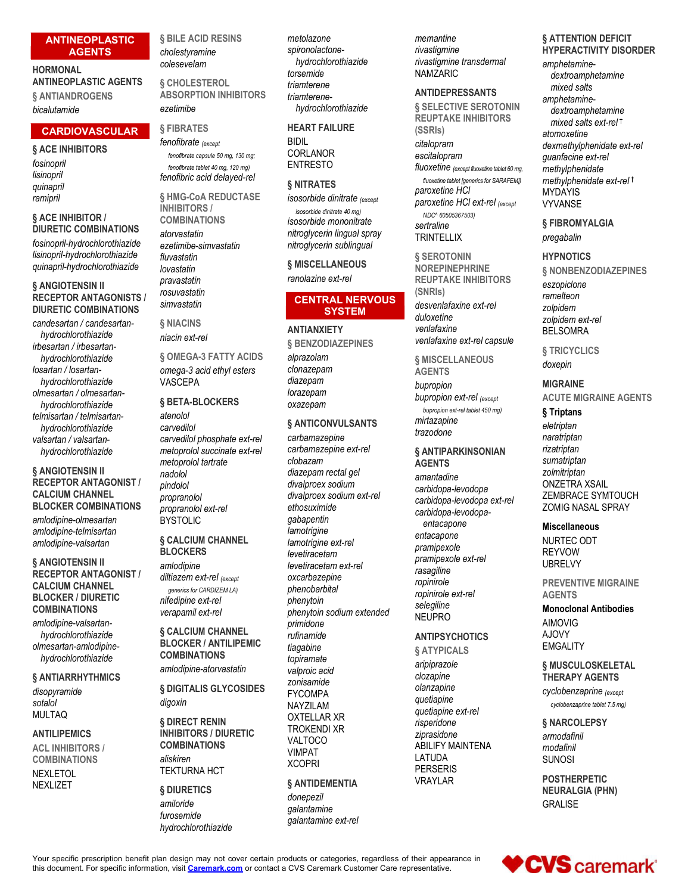## ANTINEOPLASTIC AGENTS

### HORMONAL ANTINEOPLASTIC AGENTS

#### § ANTIANDROGENS

*bicalutamide*

## CARDIOVASCULAR

### § ACE INHIBITORS

*fosinopril*
*lisinopril*
*quinapril*
*ramipril*

### § ACE INHIBITOR / DIURETIC COMBINATIONS

*fosinopril-hydrochlorothiazide*
*lisinopril-hydrochlorothiazide*
*quinapril-hydrochlorothiazide*

### § ANGIOTENSIN II RECEPTOR ANTAGONISTS / DIURETIC COMBINATIONS

*candesartan / candesartan-hydrochlorothiazide*
*irbesartan / irbesartan-hydrochlorothiazide*
*losartan / losartan-hydrochlorothiazide*
*olmesartan / olmesartan-hydrochlorothiazide*
*telmisartan / telmisartan-hydrochlorothiazide*
*valsartan / valsartan-hydrochlorothiazide*

### § ANGIOTENSIN II RECEPTOR ANTAGONIST / CALCIUM CHANNEL BLOCKER COMBINATIONS

*amlodipine-olmesartan*
*amlodipine-telmisartan*
*amlodipine-valsartan*

### § ANGIOTENSIN II RECEPTOR ANTAGONIST / CALCIUM CHANNEL BLOCKER / DIURETIC COMBINATIONS

*amlodipine-valsartan-hydrochlorothiazide*
*olmesartan-amlodipine-hydrochlorothiazide*

### § ANTIARRHYTHMICS

*disopyramide*
*sotalol*
MULTAQ

### ANTILIPEMICS

#### ACL INHIBITORS / COMBINATIONS

NEXLETOL
NEXLIZET

#### § BILE ACID RESINS

*cholestyramine*
*colesevelam*

#### § CHOLESTEROL ABSORPTION INHIBITORS

*ezetimibe*

#### § FIBRATES

*fenofibrate* (except fenofibrate capsule 50 mg, 130 mg; fenofibrate tablet 40 mg, 120 mg)
*fenofibric acid delayed-rel*

#### § HMG-CoA REDUCTASE INHIBITORS / COMBINATIONS

*atorvastatin*
*ezetimibe-simvastatin*
*fluvastatin*
*lovastatin*
*pravastatin*
*rosuvastatin*
*simvastatin*

#### § NIACINS

*niacin ext-rel*

#### § OMEGA-3 FATTY ACIDS

*omega-3 acid ethyl esters*
VASCEPA

### § BETA-BLOCKERS

*atenolol*
*carvedilol*
*carvedilol phosphate ext-rel*
*metoprolol succinate ext-rel*
*metoprolol tartrate*
*nadolol*
*pindolol*
*propranolol*
*propranolol ext-rel*
BYSTOLIC

### § CALCIUM CHANNEL BLOCKERS

*amlodipine*
*diltiazem ext-rel* (except generics for CARDIZEM LA)
*nifedipine ext-rel*
*verapamil ext-rel*

### § CALCIUM CHANNEL BLOCKER / ANTILIPEMIC COMBINATIONS

*amlodipine-atorvastatin*

### § DIGITALIS GLYCOSIDES

*digoxin*

### § DIRECT RENIN INHIBITORS / DIURETIC COMBINATIONS

*aliskiren*
TEKTURNA HCT

### § DIURETICS

*amiloride*
*furosemide*
*hydrochlorothiazide*
*metolazone*
*spironolactone-hydrochlorothiazide*
*torsemide*
*triamterene*
*triamterene-hydrochlorothiazide*

### HEART FAILURE

BIDIL
CORLANOR
ENTRESTO

### § NITRATES

*isosorbide dinitrate* (except isosorbide dinitrate 40 mg)
*isosorbide mononitrate*
*nitroglycerin lingual spray*
*nitroglycerin sublingual*

### § MISCELLANEOUS

*ranolazine ext-rel*

## CENTRAL NERVOUS SYSTEM

### ANTIANXIETY

#### § BENZODIAZEPINES

*alprazolam*
*clonazepam*
*diazepam*
*lorazepam*
*oxazepam*

### § ANTICONVULSANTS

*carbamazepine*
*carbamazepine ext-rel*
*clobazam*
*diazepam rectal gel*
*divalproex sodium*
*divalproex sodium ext-rel*
*ethosuximide*
*gabapentin*
*lamotrigine*
*lamotrigine ext-rel*
*levetiracetam*
*levetiracetam ext-rel*
*oxcarbazepine*
*phenobarbital*
*phenytoin*
*phenytoin sodium extended*
*primidone*
*rufinamide*
*tiagabine*
*topiramate*
*valproic acid*
*zonisamide*
FYCOMPA
NAYZILAM
OXTELLAR XR
TROKENDI XR
VALTOCO
VIMPAT
XCOPRI

### § ANTIDEMENTIA

*donepezil*
*galantamine*
*galantamine ext-rel*
*memantine*
*rivastigmine*
*rivastigmine transdermal*
NAMZARIC

### ANTIDEPRESSANTS

#### § SELECTIVE SEROTONIN REUPTAKE INHIBITORS (SSRIs)

*citalopram*
*escitalopram*
*fluoxetine* (except fluoxetine tablet 60 mg, fluoxetine tablet [generics for SARAFEM])
*paroxetine HCl*
*paroxetine HCl ext-rel* (except NDC^ 60505367503)
*sertraline*
TRINTELLIX

#### § SEROTONIN NOREPINEPHRINE REUPTAKE INHIBITORS (SNRIs)

*desvenlafaxine ext-rel*
*duloxetine*
*venlafaxine*
*venlafaxine ext-rel capsule*

#### § MISCELLANEOUS AGENTS

*bupropion*
*bupropion ext-rel* (except bupropion ext-rel tablet 450 mg)
*mirtazapine*
*trazodone*

### § ANTIPARKINSONIAN AGENTS

*amantadine*
*carbidopa-levodopa*
*carbidopa-levodopa ext-rel*
*carbidopa-levodopa-entacapone*
*entacapone*
*pramipexole*
*pramipexole ext-rel*
*rasagiline*
*ropinirole*
*ropinirole ext-rel*
*selegiline*
NEUPRO

### ANTIPSYCHOTICS

#### § ATYPICALS

*aripiprazole*
*clozapine*
*olanzapine*
*quetiapine*
*quetiapine ext-rel*
*risperidone*
*ziprasidone*
ABILIFY MAINTENA
LATUDA
PERSERIS
VRAYLAR

### § ATTENTION DEFICIT HYPERACTIVITY DISORDER

*amphetamine-dextroamphetamine mixed salts*
*amphetamine-dextroamphetamine mixed salts ext-rel* †
*atomoxetine*
*dexmethylphenidate ext-rel*
*guanfacine ext-rel*
*methylphenidate*
*methylphenidate ext-rel* †
MYDAYIS
VYVANSE

### § FIBROMYALGIA

*pregabalin*

### HYPNOTICS

#### § NONBENZODIAZEPINES

*eszopiclone*
*ramelteon*
*zolpidem*
*zolpidem ext-rel*
BELSOMRA

#### § TRICYCLICS

*doxepin*

### MIGRAINE

#### ACUTE MIGRAINE AGENTS

##### § Triptans

*eletriptan*
*naratriptan*
*rizatriptan*
*sumatriptan*
*zolmitriptan*
ONZETRA XSAIL
ZEMBRACE SYMTOUCH
ZOMIG NASAL SPRAY

##### Miscellaneous

NURTEC ODT
REYVOW
UBRELVY

#### PREVENTIVE MIGRAINE AGENTS

##### Monoclonal Antibodies

AIMOVIG
AJOVY
EMGALITY

### § MUSCULOSKELETAL THERAPY AGENTS

*cyclobenzaprine* (except cyclobenzaprine tablet 7.5 mg)

### § NARCOLEPSY

*armodafinil*
*modafinil*
SUNOSI

### POSTHERPETIC NEURALGIA (PHN)

GRALISE

Your specific prescription benefit plan design may not cover certain products or categories, regardless of their appearance in this document. For specific information, visit Caremark.com or contact a CVS Caremark Customer Care representative.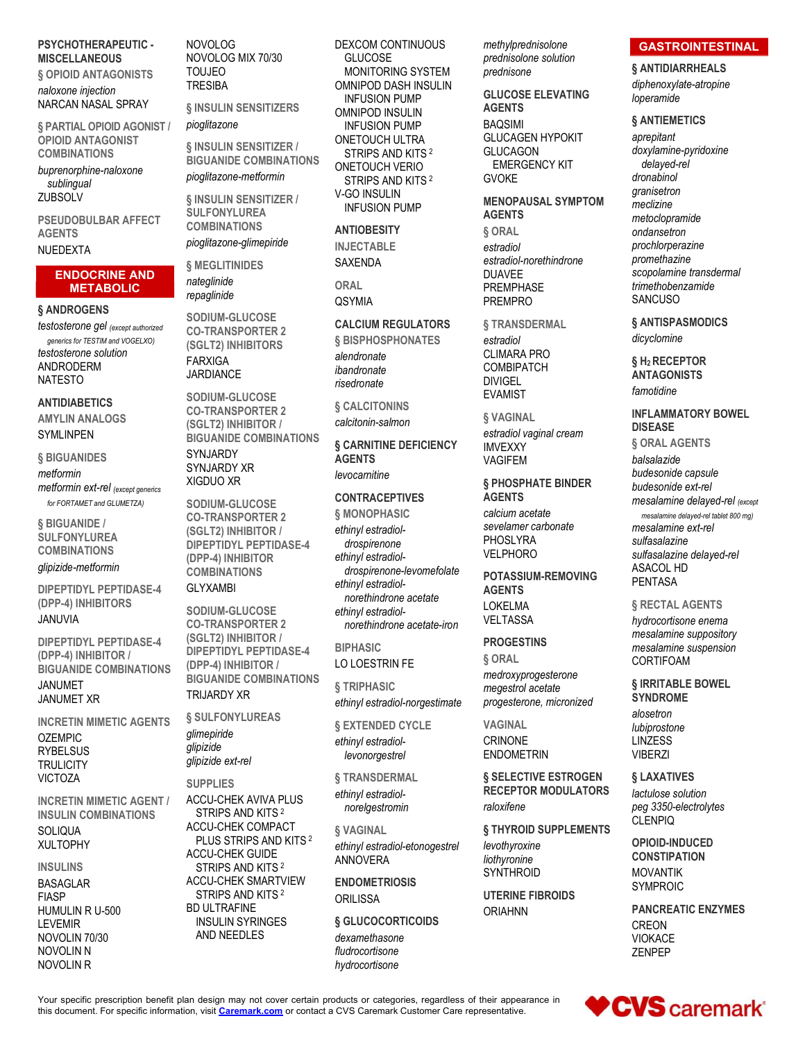**PSYCHOTHERAPEUTIC - MISCELLANEOUS**

§ OPIOID ANTAGONISTS

*naloxone injection*
NARCAN NASAL SPRAY

§ PARTIAL OPIOID AGONIST / OPIOID ANTAGONIST COMBINATIONS

*buprenorphine-naloxone sublingual*
ZUBSOLV

PSEUDOBULBAR AFFECT AGENTS

NUEDEXTA

## ENDOCRINE AND METABOLIC

**§ ANDROGENS**

*testosterone gel* (except authorized generics for TESTIM and VOGELXO)
*testosterone solution*
ANDRODERM
NATESTO

**ANTIDIABETICS**

AMYLIN ANALOGS

SYMLINPEN

§ BIGUANIDES

*metformin*
*metformin ext-rel* (except generics for FORTAMET and GLUMETZA)

§ BIGUANIDE / SULFONYLUREA COMBINATIONS

*glipizide-metformin*

DIPEPTIDYL PEPTIDASE-4 (DPP-4) INHIBITORS

JANUVIA

DIPEPTIDYL PEPTIDASE-4 (DPP-4) INHIBITOR / BIGUANIDE COMBINATIONS

JANUMET
JANUMET XR

INCRETIN MIMETIC AGENTS

OZEMPIC
RYBELSUS
TRULICITY
VICTOZA

INCRETIN MIMETIC AGENT / INSULIN COMBINATIONS

SOLIQUA
XULTOPHY

INSULINS

BASAGLAR
FIASP
HUMULIN R U-500
LEVEMIR
NOVOLIN 70/30
NOVOLIN N
NOVOLIN R
NOVOLOG
NOVOLOG MIX 70/30
TOUJEO
TRESIBA

§ INSULIN SENSITIZERS

*pioglitazone*

§ INSULIN SENSITIZER / BIGUANIDE COMBINATIONS

*pioglitazone-metformin*

§ INSULIN SENSITIZER / SULFONYLUREA COMBINATIONS

*pioglitazone-glimepiride*

§ MEGLITINIDES

*nateglinide*
*repaglinide*

SODIUM-GLUCOSE CO-TRANSPORTER 2 (SGLT2) INHIBITORS

FARXIGA
JARDIANCE

SODIUM-GLUCOSE CO-TRANSPORTER 2 (SGLT2) INHIBITOR / BIGUANIDE COMBINATIONS

SYNJARDY
SYNJARDY XR
XIGDUO XR

SODIUM-GLUCOSE CO-TRANSPORTER 2 (SGLT2) INHIBITOR / DIPEPTIDYL PEPTIDASE-4 (DPP-4) INHIBITOR COMBINATIONS

GLYXAMBI

SODIUM-GLUCOSE CO-TRANSPORTER 2 (SGLT2) INHIBITOR / DIPEPTIDYL PEPTIDASE-4 (DPP-4) INHIBITOR / BIGUANIDE COMBINATIONS

TRIJARDY XR

§ SULFONYLUREAS

*glimepiride*
*glipizide*
*glipizide ext-rel*

SUPPLIES

ACCU-CHEK AVIVA PLUS STRIPS AND KITS [2]
ACCU-CHEK COMPACT PLUS STRIPS AND KITS [2]
ACCU-CHEK GUIDE STRIPS AND KITS [2]
ACCU-CHEK SMARTVIEW STRIPS AND KITS [2]
BD ULTRAFINE INSULIN SYRINGES AND NEEDLES
DEXCOM CONTINUOUS GLUCOSE MONITORING SYSTEM
OMNIPOD DASH INSULIN INFUSION PUMP
OMNIPOD INSULIN INFUSION PUMP
ONETOUCH ULTRA STRIPS AND KITS [2]
ONETOUCH VERIO STRIPS AND KITS [2]
V-GO INSULIN INFUSION PUMP

**ANTIOBESITY**

INJECTABLE

SAXENDA

ORAL

QSYMIA

**CALCIUM REGULATORS**

§ BISPHOSPHONATES

*alendronate*
*ibandronate*
*risedronate*

§ CALCITONINS

*calcitonin-salmon*

**§ CARNITINE DEFICIENCY AGENTS**

*levocarnitine*

**CONTRACEPTIVES**

§ MONOPHASIC

*ethinyl estradiol-drospirenone*
*ethinyl estradiol-drospirenone-levomefolate*
*ethinyl estradiol-norethindrone acetate*
*ethinyl estradiol-norethindrone acetate-iron*

BIPHASIC

LO LOESTRIN FE

§ TRIPHASIC

*ethinyl estradiol-norgestimate*

§ EXTENDED CYCLE

*ethinyl estradiol-levonorgestrel*

§ TRANSDERMAL

*ethinyl estradiol-norelgestromin*

§ VAGINAL

*ethinyl estradiol-etonogestrel*
ANNOVERA

**ENDOMETRIOSIS**

ORILISSA

**§ GLUCOCORTICOIDS**

*dexamethasone*
*fludrocortisone*
*hydrocortisone*
*methylprednisolone*
*prednisolone solution*
*prednisone*

**GLUCOSE ELEVATING AGENTS**

BAQSIMI
GLUCAGEN HYPOKIT
GLUCAGON EMERGENCY KIT
GVOKE

**MENOPAUSAL SYMPTOM AGENTS**

§ ORAL

*estradiol*
*estradiol-norethindrone*
DUAVEE
PREMPHASE
PREMPRO

§ TRANSDERMAL

*estradiol*
CLIMARA PRO
COMBIPATCH
DIVIGEL
EVAMIST

§ VAGINAL

*estradiol vaginal cream*
IMVEXXY
VAGIFEM

**§ PHOSPHATE BINDER AGENTS**

*calcium acetate*
*sevelamer carbonate*
PHOSLYRA
VELPHORO

**POTASSIUM-REMOVING AGENTS**

LOKELMA
VELTASSA

**PROGESTINS**

§ ORAL

*medroxyprogesterone*
*megestrol acetate*
*progesterone, micronized*

VAGINAL

CRINONE
ENDOMETRIN

**§ SELECTIVE ESTROGEN RECEPTOR MODULATORS**

*raloxifene*

**§ THYROID SUPPLEMENTS**

*levothyroxine*
*liothyronine*
SYNTHROID

**UTERINE FIBROIDS**

ORIAHNN

## GASTROINTESTINAL

**§ ANTIDIARRHEALS**

*diphenoxylate-atropine*
*loperamide*

**§ ANTIEMETICS**

*aprepitant*
*doxylamine-pyridoxine delayed-rel*
*dronabinol*
*granisetron*
*meclizine*
*metoclopramide*
*ondansetron*
*prochlorperazine*
*promethazine*
*scopolamine transdermal*
*trimethobenzamide*
SANCUSO

**§ ANTISPASMODICS**

*dicyclomine*

**§ $H_2$ RECEPTOR ANTAGONISTS**

*famotidine*

**INFLAMMATORY BOWEL DISEASE**

§ ORAL AGENTS

*balsalazide*
*budesonide capsule*
*budesonide ext-rel*
*mesalamine delayed-rel* (except mesalamine delayed-rel tablet 800 mg)
*mesalamine ext-rel*
*sulfasalazine*
*sulfasalazine delayed-rel*
ASACOL HD
PENTASA

§ RECTAL AGENTS

*hydrocortisone enema*
*mesalamine suppository*
*mesalamine suspension*
CORTIFOAM

**§ IRRITABLE BOWEL SYNDROME**

*alosetron*
*lubiprostone*
LINZESS
VIBERZI

**§ LAXATIVES**

*lactulose solution*
*peg 3350-electrolytes*
CLENPIQ

**OPIOID-INDUCED CONSTIPATION**

MOVANTIK
SYMPROIC

**PANCREATIC ENZYMES**

CREON
VIOKACE
ZENPEP

Your specific prescription benefit plan design may not cover certain products or categories, regardless of their appearance in this document. For specific information, visit Caremark.com or contact a CVS Caremark Customer Care representative.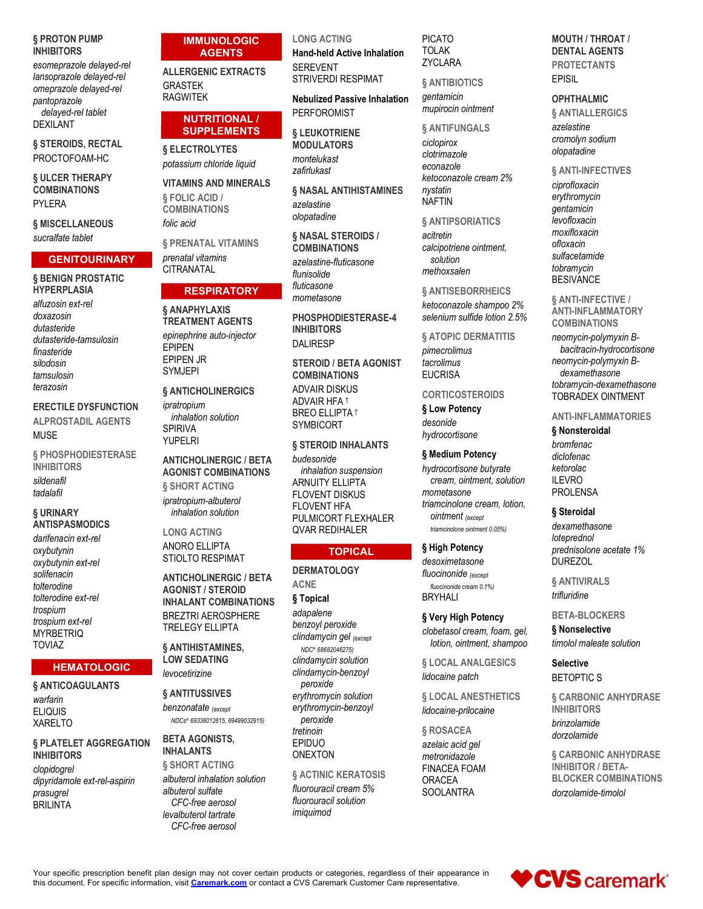**§ PROTON PUMP INHIBITORS**

*esomeprazole delayed-rel*
*lansoprazole delayed-rel*
*omeprazole delayed-rel*
*pantoprazole delayed-rel tablet*
DEXILANT

**§ STEROIDS, RECTAL**

PROCTOFOAM-HC

**§ ULCER THERAPY COMBINATIONS**

PYLERA

**§ MISCELLANEOUS**

*sucralfate tablet*

## GENITOURINARY

**§ BENIGN PROSTATIC HYPERPLASIA**

*alfuzosin ext-rel*
*doxazosin*
*dutasteride*
*dutasteride-tamsulosin*
*finasteride*
*silodosin*
*tamsulosin*
*terazosin*

**ERECTILE DYSFUNCTION**

ALPROSTADIL AGENTS

MUSE

§ PHOSPHODIESTERASE INHIBITORS

*sildenafil*
*tadalafil*

**§ URINARY ANTISPASMODICS**

*darifenacin ext-rel*
*oxybutynin*
*oxybutynin ext-rel*
*solifenacin*
*tolterodine*
*tolterodine ext-rel*
*trospium*
*trospium ext-rel*
MYRBETRIQ
TOVIAZ

## HEMATOLOGIC

**§ ANTICOAGULANTS**

*warfarin*
ELIQUIS
XARELTO

**§ PLATELET AGGREGATION INHIBITORS**

*clopidogrel*
*dipyridamole ext-rel-aspirin*
*prasugrel*
BRILINTA

## IMMUNOLOGIC AGENTS

**ALLERGENIC EXTRACTS**

GRASTEK
RAGWITEK

## NUTRITIONAL / SUPPLEMENTS

**§ ELECTROLYTES**

*potassium chloride liquid*

**VITAMINS AND MINERALS**

§ FOLIC ACID / COMBINATIONS

*folic acid*

§ PRENATAL VITAMINS

*prenatal vitamins*
CITRANATAL

## RESPIRATORY

**§ ANAPHYLAXIS TREATMENT AGENTS**

*epinephrine auto-injector*
EPIPEN
EPIPEN JR
SYMJEPI

**§ ANTICHOLINERGICS**

*ipratropium inhalation solution*
SPIRIVA
YUPELRI

**ANTICHOLINERGIC / BETA AGONIST COMBINATIONS**

§ SHORT ACTING

*ipratropium-albuterol inhalation solution*

LONG ACTING

ANORO ELLIPTA
STIOLTO RESPIMAT

**ANTICHOLINERGIC / BETA AGONIST / STEROID INHALANT COMBINATIONS**

BREZTRI AEROSPHERE
TRELEGY ELLIPTA

**§ ANTIHISTAMINES, LOW SEDATING**

*levocetirizine*

**§ ANTITUSSIVES**

*benzonatate* (except NDCs^ 69336012615, 69499032915)

**BETA AGONISTS, INHALANTS**

§ SHORT ACTING

*albuterol inhalation solution*
*albuterol sulfate CFC-free aerosol*
*levalbuterol tartrate CFC-free aerosol*

LONG ACTING

**Hand-held Active Inhalation**

SEREVENT
STRIVERDI RESPIMAT

**Nebulized Passive Inhalation**

PERFOROMIST

**§ LEUKOTRIENE MODULATORS**

*montelukast*
*zafirlukast*

**§ NASAL ANTIHISTAMINES**

*azelastine*
*olopatadine*

**§ NASAL STEROIDS / COMBINATIONS**

*azelastine-fluticasone*
*flunisolide*
*fluticasone*
*mometasone*

**PHOSPHODIESTERASE-4 INHIBITORS**

DALIRESP

**STEROID / BETA AGONIST COMBINATIONS**

ADVAIR DISKUS
ADVAIR HFA †
BREO ELLIPTA †
SYMBICORT

**§ STEROID INHALANTS**

*budesonide inhalation suspension*
ARNUITY ELLIPTA
FLOVENT DISKUS
FLOVENT HFA
PULMICORT FLEXHALER
QVAR REDIHALER

## TOPICAL

**DERMATOLOGY**

ACNE

**§ Topical**

*adapalene*
*benzoyl peroxide*
*clindamycin gel* (except NDC^ 68682046275)
*clindamycin solution*
*clindamycin-benzoyl peroxide*
*erythromycin solution*
*erythromycin-benzoyl peroxide*
*tretinoin*
EPIDUO
ONEXTON

§ ACTINIC KERATOSIS

*fluorouracil cream 5%*
*fluorouracil solution*
*imiquimod*
PICATO
TOLAK
ZYCLARA

§ ANTIBIOTICS

*gentamicin*
*mupirocin ointment*

§ ANTIFUNGALS

*ciclopirox*
*clotrimazole*
*econazole*
*ketoconazole cream 2%*
*nystatin*
NAFTIN

§ ANTIPSORIATICS

*acitretin*
*calcipotriene ointment, solution*
*methoxsalen*

§ ANTISEBORRHEICS

*ketoconazole shampoo 2%*
*selenium sulfide lotion 2.5%*

§ ATOPIC DERMATITIS

*pimecrolimus*
*tacrolimus*
EUCRISA

CORTICOSTEROIDS

**§ Low Potency**

*desonide*
*hydrocortisone*

**§ Medium Potency**

*hydrocortisone butyrate cream, ointment, solution*
*mometasone*
*triamcinolone cream, lotion, ointment* (except triamcinolone ointment 0.05%)

**§ High Potency**

*desoximetasone*
*fluocinonide* (except fluocinonide cream 0.1%)
BRYHALI

**§ Very High Potency**

*clobetasol cream, foam, gel, lotion, ointment, shampoo*

§ LOCAL ANALGESICS

*lidocaine patch*

§ LOCAL ANESTHETICS

*lidocaine-prilocaine*

§ ROSACEA

*azelaic acid gel*
*metronidazole*
FINACEA FOAM
ORACEA
SOOLANTRA

**MOUTH / THROAT / DENTAL AGENTS**

PROTECTANTS

EPISIL

**OPHTHALMIC**

§ ANTIALLERGICS

*azelastine*
*cromolyn sodium*
*olopatadine*

§ ANTI-INFECTIVES

*ciprofloxacin*
*erythromycin*
*gentamicin*
*levofloxacin*
*moxifloxacin*
*ofloxacin*
*sulfacetamide*
*tobramycin*
BESIVANCE

§ ANTI-INFECTIVE / ANTI-INFLAMMATORY COMBINATIONS

*neomycin-polymyxin B-bacitracin-hydrocortisone*
*neomycin-polymyxin B-dexamethasone*
*tobramycin-dexamethasone*
TOBRADEX OINTMENT

ANTI-INFLAMMATORIES

**§ Nonsteroidal**

*bromfenac*
*diclofenac*
*ketorolac*
ILEVRO
PROLENSA

**§ Steroidal**

*dexamethasone*
*loteprednol*
*prednisolone acetate 1%*
DUREZOL

§ ANTIVIRALS

*trifluridine*

BETA-BLOCKERS

**§ Nonselective**

*timolol maleate solution*

**Selective**

BETOPTIC S

§ CARBONIC ANHYDRASE INHIBITORS

*brinzolamide*
*dorzolamide*

§ CARBONIC ANHYDRASE INHIBITOR / BETA-BLOCKER COMBINATIONS

*dorzolamide-timolol*

Your specific prescription benefit plan design may not cover certain products or categories, regardless of their appearance in this document. For specific information, visit Caremark.com or contact a CVS Caremark Customer Care representative.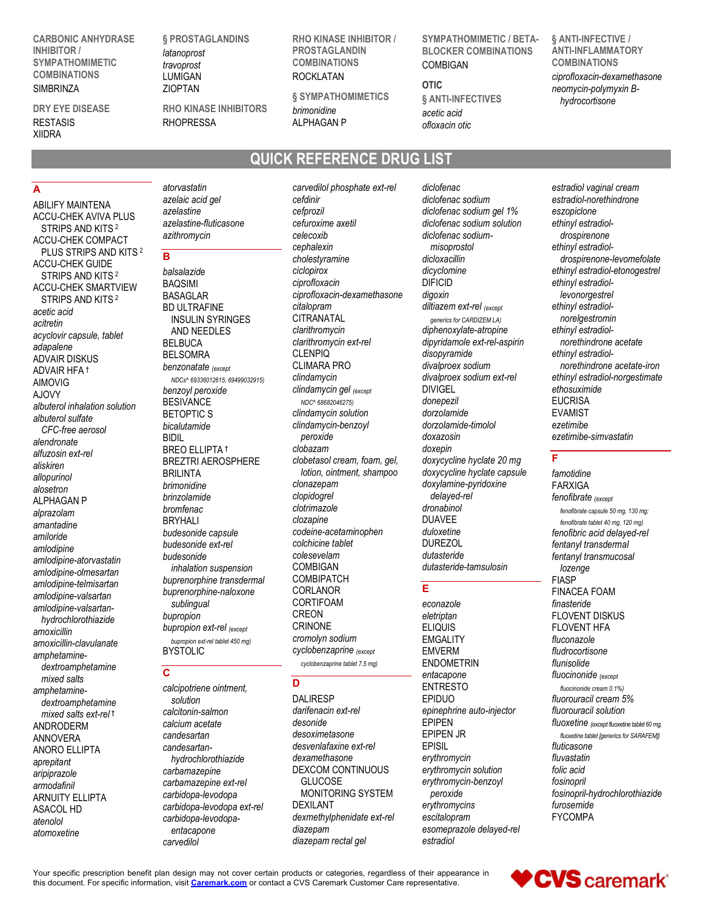**CARBONIC ANHYDRASE INHIBITOR / SYMPATHOMIMETIC COMBINATIONS**

SIMBRINZA

**DRY EYE DISEASE**

RESTASIS
XIIDRA

**§ PROSTAGLANDINS**

*latanoprost*
*travoprost*
LUMIGAN
ZIOPTAN

**RHO KINASE INHIBITORS**

RHOPRESSA

**RHO KINASE INHIBITOR / PROSTAGLANDIN COMBINATIONS**

ROCKLATAN

**§ SYMPATHOMIMETICS**

*brimonidine*
ALPHAGAN P

**SYMPATHOMIMETIC / BETA-BLOCKER COMBINATIONS**

COMBIGAN

**OTIC**

**§ ANTI-INFECTIVES**

*acetic acid*
*ofloxacin otic*

**§ ANTI-INFECTIVE / ANTI-INFLAMMATORY COMBINATIONS**

*ciprofloxacin-dexamethasone*
*neomycin-polymyxin B-hydrocortisone*

# QUICK REFERENCE DRUG LIST

## A

ABILIFY MAINTENA
ACCU-CHEK AVIVA PLUS STRIPS AND KITS [2]
ACCU-CHEK COMPACT PLUS STRIPS AND KITS [2]
ACCU-CHEK GUIDE STRIPS AND KITS [2]
ACCU-CHEK SMARTVIEW STRIPS AND KITS [2]
*acetic acid*
*acitretin*
*acyclovir capsule, tablet*
*adapalene*
ADVAIR DISKUS
ADVAIR HFA †
AIMOVIG
AJOVY
*albuterol inhalation solution*
*albuterol sulfate CFC-free aerosol*
*alendronate*
*alfuzosin ext-rel*
*aliskiren*
*allopurinol*
*alosetron*
ALPHAGAN P
*alprazolam*
*amantadine*
*amiloride*
*amlodipine*
*amlodipine-atorvastatin*
*amlodipine-olmesartan*
*amlodipine-telmisartan*
*amlodipine-valsartan*
*amlodipine-valsartan-hydrochlorothiazide*
*amoxicillin*
*amoxicillin-clavulanate*
*amphetamine-dextroamphetamine mixed salts*
*amphetamine-dextroamphetamine mixed salts ext-rel* †
ANDRODERM
ANNOVERA
ANORO ELLIPTA
*aprepitant*
*aripiprazole*
*armodafinil*
ARNUITY ELLIPTA
ASACOL HD
*atenolol*
*atomoxetine*
*atorvastatin*
*azelaic acid gel*
*azelastine*
*azelastine-fluticasone*
*azithromycin*

## B

*balsalazide*
BAQSIMI
BASAGLAR
BD ULTRAFINE INSULIN SYRINGES AND NEEDLES
BELBUCA
BELSOMRA
*benzonatate* *(except NDCs^ 69336012615, 69499032915)*
*benzoyl peroxide*
BESIVANCE
BETOPTIC S
*bicalutamide*
BIDIL
BREO ELLIPTA †
BREZTRI AEROSPHERE
BRILINTA
*brimonidine*
*brinzolamide*
*bromfenac*
BRYHALI
*budesonide capsule*
*budesonide ext-rel*
*budesonide inhalation suspension*
*buprenorphine transdermal*
*buprenorphine-naloxone sublingual*
*bupropion*
*bupropion ext-rel* *(except bupropion ext-rel tablet 450 mg)*
BYSTOLIC

## C

*calcipotriene ointment, solution*
*calcitonin-salmon*
*calcium acetate*
*candesartan*
*candesartan-hydrochlorothiazide*
*carbamazepine*
*carbamazepine ext-rel*
*carbidopa-levodopa*
*carbidopa-levodopa ext-rel*
*carbidopa-levodopa-entacapone*
*carvedilol*
*carvedilol phosphate ext-rel*
*cefdinir*
*cefprozil*
*cefuroxime axetil*
*celecoxib*
*cephalexin*
*cholestyramine*
*ciclopirox*
*ciprofloxacin*
*ciprofloxacin-dexamethasone*
*citalopram*
CITRANATAL
*clarithromycin*
*clarithromycin ext-rel*
CLENPIQ
CLIMARA PRO
*clindamycin*
*clindamycin gel* *(except NDC^ 68682046275)*
*clindamycin solution*
*clindamycin-benzoyl peroxide*
*clobazam*
*clobetasol cream, foam, gel, lotion, ointment, shampoo*
*clonazepam*
*clopidogrel*
*clotrimazole*
*clozapine*
*codeine-acetaminophen*
*colchicine tablet*
*colesevelam*
COMBIGAN
COMBIPATCH
CORLANOR
CORTIFOAM
CREON
CRINONE
*cromolyn sodium*
*cyclobenzaprine* *(except cyclobenzaprine tablet 7.5 mg)*

## D

DALIRESP
*darifenacin ext-rel*
*desonide*
*desoximetasone*
*desvenlafaxine ext-rel*
*dexamethasone*
DEXCOM CONTINUOUS GLUCOSE MONITORING SYSTEM
DEXILANT
*dexmethylphenidate ext-rel*
*diazepam*
*diazepam rectal gel*
*diclofenac*
*diclofenac sodium*
*diclofenac sodium gel 1%*
*diclofenac sodium solution*
*diclofenac sodium-misoprostol*
*dicloxacillin*
*dicyclomine*
DIFICID
*digoxin*
*diltiazem ext-rel* *(except generics for CARDIZEM LA)*
*diphenoxylate-atropine*
*dipyridamole ext-rel-aspirin*
*disopyramide*
*divalproex sodium*
*divalproex sodium ext-rel*
DIVIGEL
*donepezil*
*dorzolamide*
*dorzolamide-timolol*
*doxazosin*
*doxepin*
*doxycycline hyclate 20 mg*
*doxycycline hyclate capsule*
*doxylamine-pyridoxine delayed-rel*
*dronabinol*
DUAVEE
*duloxetine*
DUREZOL
*dutasteride*
*dutasteride-tamsulosin*

## E

*econazole*
*eletriptan*
ELIQUIS
EMGALITY
EMVERM
ENDOMETRIN
*entacapone*
ENTRESTO
EPIDUO
*epinephrine auto-injector*
EPIPEN
EPIPEN JR
EPISIL
*erythromycin*
*erythromycin solution*
*erythromycin-benzoyl peroxide*
*erythromycins*
*escitalopram*
*esomeprazole delayed-rel*
*estradiol*
*estradiol vaginal cream*
*estradiol-norethindrone*
*eszopiclone*
*ethinyl estradiol-drospirenone*
*ethinyl estradiol-drospirenone-levomefolate*
*ethinyl estradiol-etonogestrel*
*ethinyl estradiol-levonorgestrel*
*ethinyl estradiol-norelgestromin*
*ethinyl estradiol-norethindrone acetate*
*ethinyl estradiol-norethindrone acetate-iron*
*ethinyl estradiol-norgestimate*
*ethosuximide*
EUCRISA
EVAMIST
*ezetimibe*
*ezetimibe-simvastatin*

## F

*famotidine*
FARXIGA
*fenofibrate* *(except fenofibrate capsule 50 mg, 130 mg; fenofibrate tablet 40 mg, 120 mg)*
*fenofibric acid delayed-rel*
*fentanyl transdermal*
*fentanyl transmucosal lozenge*
FIASP
FINACEA FOAM
*finasteride*
FLOVENT DISKUS
FLOVENT HFA
*fluconazole*
*fludrocortisone*
*flunisolide*
*fluocinonide* *(except fluocinonide cream 0.1%)*
*fluorouracil cream 5%*
*fluorouracil solution*
*fluoxetine* *(except fluoxetine tablet 60 mg, fluoxetine tablet [generics for SARAFEM])*
*fluticasone*
*fluvastatin*
*folic acid*
*fosinopril*
*fosinopril-hydrochlorothiazide*
*furosemide*
FYCOMPA

Your specific prescription benefit plan design may not cover certain products or categories, regardless of their appearance in this document. For specific information, visit Caremark.com or contact a CVS Caremark Customer Care representative.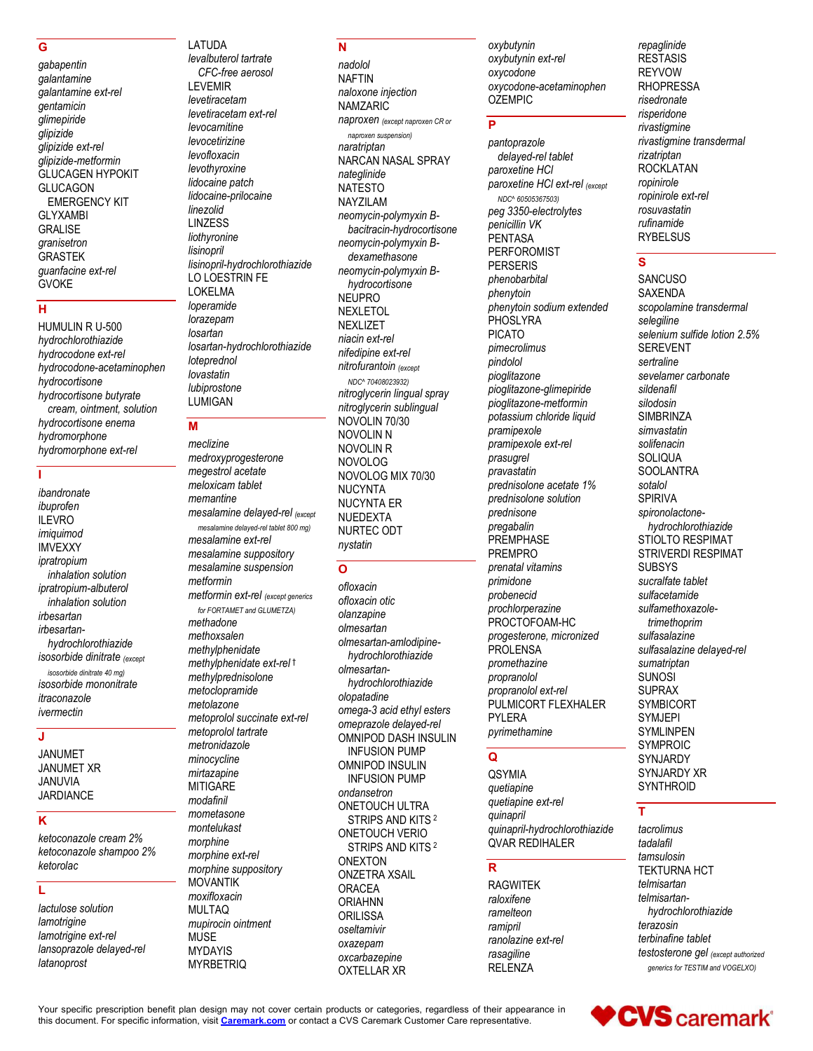## G

*gabapentin*
*galantamine*
*galantamine ext-rel*
*gentamicin*
*glimepiride*
*glipizide*
*glipizide ext-rel*
*glipizide-metformin*
GLUCAGEN HYPOKIT
GLUCAGON EMERGENCY KIT
GLYXAMBI
GRALISE
*granisetron*
GRASTEK
*guanfacine ext-rel*
GVOKE

## H

HUMULIN R U-500
*hydrochlorothiazide*
*hydrocodone ext-rel*
*hydrocodone-acetaminophen*
*hydrocortisone*
*hydrocortisone butyrate cream, ointment, solution*
*hydrocortisone enema*
*hydromorphone*
*hydromorphone ext-rel*

## I

*ibandronate*
*ibuprofen*
ILEVRO
*imiquimod*
IMVEXXY
*ipratropium inhalation solution*
*ipratropium-albuterol inhalation solution*
*irbesartan*
*irbesartan-hydrochlorothiazide*
*isosorbide dinitrate* (except isosorbide dinitrate 40 mg)
*isosorbide mononitrate*
*itraconazole*
*ivermectin*

## J

JANUMET
JANUMET XR
JANUVIA
JARDIANCE

## K

*ketoconazole cream 2%*
*ketoconazole shampoo 2%*
*ketorolac*

## L

*lactulose solution*
*lamotrigine*
*lamotrigine ext-rel*
*lansoprazole delayed-rel*
*latanoprost*
LATUDA
*levalbuterol tartrate CFC-free aerosol*
LEVEMIR
*levetiracetam*
*levetiracetam ext-rel*
*levocarnitine*
*levocetirizine*
*levofloxacin*
*levothyroxine*
*lidocaine patch*
*lidocaine-prilocaine*
*linezolid*
LINZESS
*liothyronine*
*lisinopril*
*lisinopril-hydrochlorothiazide*
LO LOESTRIN FE
LOKELMA
*loperamide*
*lorazepam*
*losartan*
*losartan-hydrochlorothiazide*
*loteprednol*
*lovastatin*
*lubiprostone*
LUMIGAN

## M

*meclizine*
*medroxyprogesterone*
*megestrol acetate*
*meloxicam tablet*
*memantine*
*mesalamine delayed-rel* (except mesalamine delayed-rel tablet 800 mg)
*mesalamine ext-rel*
*mesalamine suppository*
*mesalamine suspension*
*metformin*
*metformin ext-rel* (except generics for FORTAMET and GLUMETZA)
*methadone*
*methoxsalen*
*methylphenidate*
*methylphenidate ext-rel* †
*methylprednisolone*
*metoclopramide*
*metolazone*
*metoprolol succinate ext-rel*
*metoprolol tartrate*
*metronidazole*
*minocycline*
*mirtazapine*
MITIGARE
*modafinil*
*mometasone*
*montelukast*
*morphine*
*morphine ext-rel*
*morphine suppository*
MOVANTIK
*moxifloxacin*
MULTAQ
*mupirocin ointment*
MUSE
MYDAYIS
MYRBETRIQ

## N

*nadolol*
NAFTIN
*naloxone injection*
NAMZARIC
*naproxen* (except naproxen CR or naproxen suspension)
*naratriptan*
NARCAN NASAL SPRAY
*nateglinide*
NATESTO
NAYZILAM
*neomycin-polymyxin B-bacitracin-hydrocortisone*
*neomycin-polymyxin B-dexamethasone*
*neomycin-polymyxin B-hydrocortisone*
NEUPRO
NEXLETOL
NEXLIZET
*niacin ext-rel*
*nifedipine ext-rel*
*nitrofurantoin* (except NDC^ 70408023932)
*nitroglycerin lingual spray*
*nitroglycerin sublingual*
NOVOLIN 70/30
NOVOLIN N
NOVOLIN R
NOVOLOG
NOVOLOG MIX 70/30
NUCYNTA
NUCYNTA ER
NUEDEXTA
NURTEC ODT
*nystatin*

## O

*ofloxacin*
*ofloxacin otic*
*olanzapine*
*olmesartan*
*olmesartan-amlodipine-hydrochlorothiazide*
*olmesartan-hydrochlorothiazide*
*olopatadine*
*omega-3 acid ethyl esters*
*omeprazole delayed-rel*
OMNIPOD DASH INSULIN INFUSION PUMP
OMNIPOD INSULIN INFUSION PUMP
*ondansetron*
ONETOUCH ULTRA STRIPS AND KITS [2]
ONETOUCH VERIO STRIPS AND KITS [2]
ONEXTON
ONZETRA XSAIL
ORACEA
ORIAHNN
ORILISSA
*oseltamivir*
*oxazepam*
*oxcarbazepine*
OXTELLAR XR
*oxybutynin*
*oxybutynin ext-rel*
*oxycodone*
*oxycodone-acetaminophen*
OZEMPIC

## P

*pantoprazole delayed-rel tablet*
*paroxetine HCl*
*paroxetine HCl ext-rel* (except NDC^ 60505367503)
*peg 3350-electrolytes*
*penicillin VK*
PENTASA
PERFOROMIST
PERSERIS
*phenobarbital*
*phenytoin*
*phenytoin sodium extended*
PHOSLYRA
PICATO
*pimecrolimus*
*pindolol*
*pioglitazone*
*pioglitazone-glimepiride*
*pioglitazone-metformin*
*potassium chloride liquid*
*pramipexole*
*pramipexole ext-rel*
*prasugrel*
*pravastatin*
*prednisolone acetate 1%*
*prednisolone solution*
*prednisone*
*pregabalin*
PREMPHASE
PREMPRO
*prenatal vitamins*
*primidone*
*probenecid*
*prochlorperazine*
PROCTOFOAM-HC
*progesterone, micronized*
PROLENSA
*promethazine*
*propranolol*
*propranolol ext-rel*
PULMICORT FLEXHALER
PYLERA
*pyrimethamine*

## Q

QSYMIA
*quetiapine*
*quetiapine ext-rel*
*quinapril*
*quinapril-hydrochlorothiazide*
QVAR REDIHALER

## R

RAGWITEK
*raloxifene*
*ramelteon*
*ramipril*
*ranolazine ext-rel*
*rasagiline*
RELENZA
*repaglinide*
RESTASIS
REYVOW
RHOPRESSA
*risedronate*
*risperidone*
*rivastigmine*
*rivastigmine transdermal*
*rizatriptan*
ROCKLATAN
*ropinirole*
*ropinirole ext-rel*
*rosuvastatin*
*rufinamide*
RYBELSUS

## S

SANCUSO
SAXENDA
*scopolamine transdermal*
*selegiline*
*selenium sulfide lotion 2.5%*
SEREVENT
*sertraline*
*sevelamer carbonate*
*sildenafil*
*silodosin*
SIMBRINZA
*simvastatin*
*solifenacin*
SOLIQUA
SOOLANTRA
*sotalol*
SPIRIVA
*spironolactone-hydrochlorothiazide*
STIOLTO RESPIMAT
STRIVERDI RESPIMAT
SUBSYS
*sucralfate tablet*
*sulfacetamide*
*sulfamethoxazole-trimethoprim*
*sulfasalazine*
*sulfasalazine delayed-rel*
*sumatriptan*
SUNOSI
SUPRAX
SYMBICORT
SYMJEPI
SYMLINPEN
SYMPROIC
SYNJARDY
SYNJARDY XR
SYNTHROID

## T

*tacrolimus*
*tadalafil*
*tamsulosin*
TEKTURNA HCT
*telmisartan*
*telmisartan-hydrochlorothiazide*
*terazosin*
*terbinafine tablet*
*testosterone gel* (except authorized generics for TESTIM and VOGELXO)

Your specific prescription benefit plan design may not cover certain products or categories, regardless of their appearance in this document. For specific information, visit [Caremark.com](https://www.caremark.com) or contact a CVS Caremark Customer Care representative.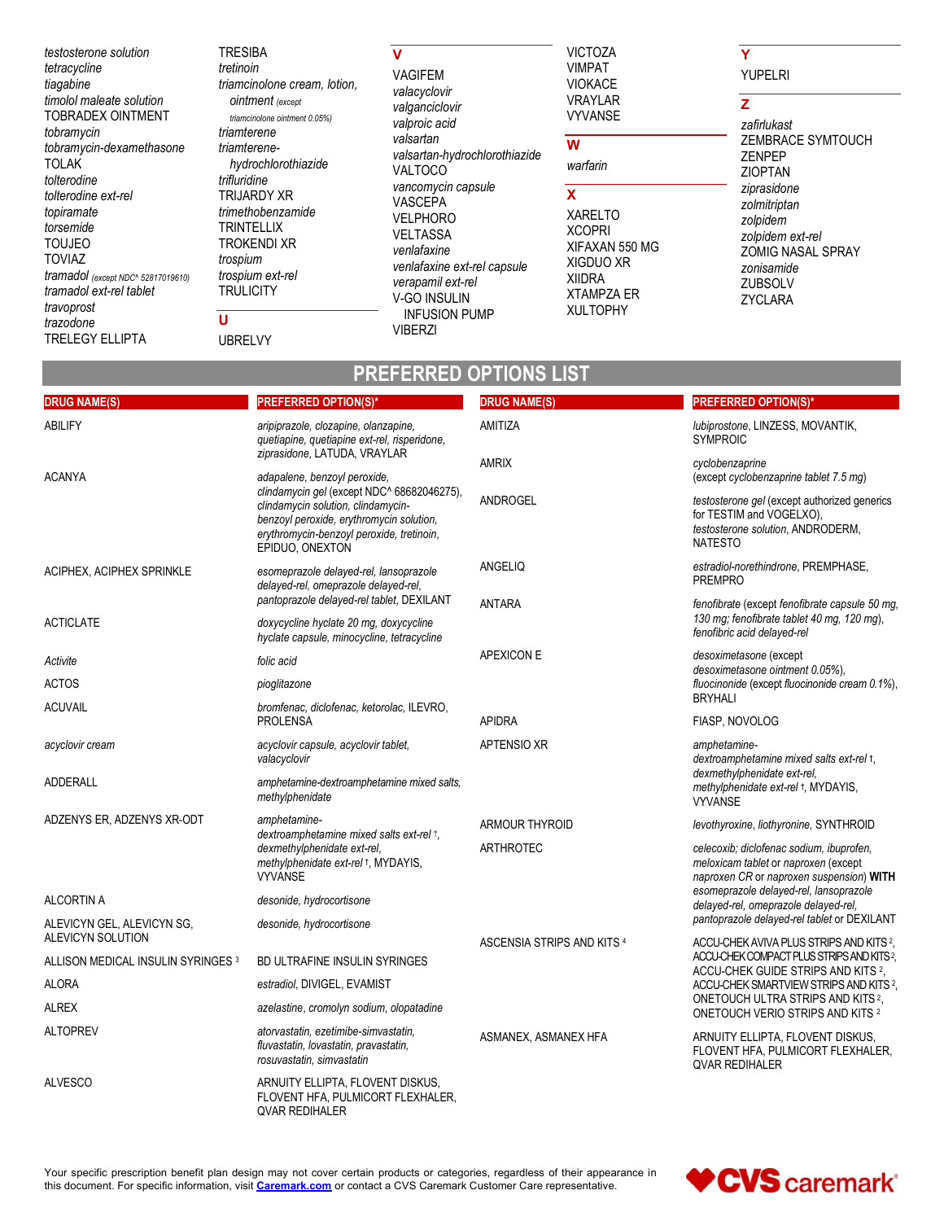*testosterone solution*
*tetracycline*
*tiagabine*
*timolol maleate solution*
TOBRADEX OINTMENT
*tobramycin*
*tobramycin-dexamethasone*
TOLAK
*tolterodine*
*tolterodine ext-rel*
*topiramate*
*torsemide*
TOUJEO
TOVIAZ
*tramadol* (except NDC^ 52817019610)
*tramadol ext-rel tablet*
*travoprost*
*trazodone*
TRELEGY ELLIPTA
TRESIBA
*tretinoin*
*triamcinolone cream, lotion, ointment* (except *triamcinolone ointment 0.05%*)
*triamterene*
*triamterene-hydrochlorothiazide*
*trifluridine*
TRIJARDY XR
*trimethobenzamide*
TRINTELLIX
TROKENDI XR
*trospium*
*trospium ext-rel*
TRULICITY

## U

UBRELVY

## V

VAGIFEM
*valacyclovir*
*valganciclovir*
*valproic acid*
*valsartan*
*valsartan-hydrochlorothiazide*
VALTOCO
*vancomycin capsule*
VASCEPA
VELPHORO
VELTASSA
*venlafaxine*
*venlafaxine ext-rel capsule*
*verapamil ext-rel*
V-GO INSULIN INFUSION PUMP
VIBERZI
VICTOZA
VIMPAT
VIOKACE
VRAYLAR
VYVANSE

## W

*warfarin*

## X

XARELTO
XCOPRI
XIFAXAN 550 MG
XIGDUO XR
XIIDRA
XTAMPZA ER
XULTOPHY

## Y

YUPELRI

## Z

*zafirlukast*
ZEMBRACE SYMTOUCH
ZENPEP
ZIOPTAN
*ziprasidone*
*zolmitriptan*
*zolpidem*
*zolpidem ext-rel*
ZOMIG NASAL SPRAY
*zonisamide*
ZUBSOLV
ZYCLARA

# PREFERRED OPTIONS LIST

| DRUG NAME(S) | PREFERRED OPTION(S)* |
|---|---|
| ABILIFY | *aripiprazole, clozapine, olanzapine, quetiapine, quetiapine ext-rel, risperidone, ziprasidone,* LATUDA, VRAYLAR |
| ACANYA | *adapalene, benzoyl peroxide, clindamycin gel* (except NDC^ 68682046275), *clindamycin solution, clindamycin-benzoyl peroxide, erythromycin solution, erythromycin-benzoyl peroxide, tretinoin,* EPIDUO, ONEXTON |
| ACIPHEX, ACIPHEX SPRINKLE | *esomeprazole delayed-rel, lansoprazole delayed-rel, omeprazole delayed-rel, pantoprazole delayed-rel tablet,* DEXILANT |
| ACTICLATE | *doxycycline hyclate 20 mg, doxycycline hyclate capsule, minocycline, tetracycline* |
| *Activite* | *folic acid* |
| ACTOS | *pioglitazone* |
| ACUVAIL | *bromfenac, diclofenac, ketorolac,* ILEVRO, PROLENSA |
| *acyclovir cream* | *acyclovir capsule, acyclovir tablet, valacyclovir* |
| ADDERALL | *amphetamine-dextroamphetamine mixed salts, methylphenidate* |
| ADZENYS ER, ADZENYS XR-ODT | *amphetamine-dextroamphetamine mixed salts ext-rel* †, *dexmethylphenidate ext-rel, methylphenidate ext-rel* †, MYDAYIS, VYVANSE |
| ALCORTIN A | *desonide, hydrocortisone* |
| ALEVICYN GEL, ALEVICYN SG, ALEVICYN SOLUTION | *desonide, hydrocortisone* |
| ALLISON MEDICAL INSULIN SYRINGES [3] | BD ULTRAFINE INSULIN SYRINGES |
| ALORA | *estradiol,* DIVIGEL, EVAMIST |
| ALREX | *azelastine, cromolyn sodium, olopatadine* |
| ALTOPREV | *atorvastatin, ezetimibe-simvastatin, fluvastatin, lovastatin, pravastatin, rosuvastatin, simvastatin* |
| ALVESCO | ARNUITY ELLIPTA, FLOVENT DISKUS, FLOVENT HFA, PULMICORT FLEXHALER, QVAR REDIHALER |
| AMITIZA | *lubiprostone,* LINZESS, MOVANTIK, SYMPROIC |
| AMRIX | *cyclobenzaprine* (except *cyclobenzaprine tablet 7.5 mg*) |
| ANDROGEL | *testosterone gel* (except authorized generics for TESTIM and VOGELXO), *testosterone solution,* ANDRODERM, NATESTO |
| ANGELIQ | *estradiol-norethindrone,* PREMPHASE, PREMPRO |
| ANTARA | *fenofibrate* (except *fenofibrate capsule 50 mg, 130 mg; fenofibrate tablet 40 mg, 120 mg*), *fenofibric acid delayed-rel* |
| APEXICON E | *desoximetasone* (except *desoximetasone ointment 0.05%*), *fluocinonide* (except *fluocinonide cream 0.1%*), BRYHALI |
| APIDRA | FIASP, NOVOLOG |
| APTENSIO XR | *amphetamine-dextroamphetamine mixed salts ext-rel* †, *dexmethylphenidate ext-rel, methylphenidate ext-rel* †, MYDAYIS, VYVANSE |
| ARMOUR THYROID | *levothyroxine, liothyronine,* SYNTHROID |
| ARTHROTEC | *celecoxib; diclofenac sodium, ibuprofen, meloxicam tablet* or *naproxen* (except *naproxen CR* or *naproxen suspension*) **WITH** *esomeprazole delayed-rel, lansoprazole delayed-rel, omeprazole delayed-rel, pantoprazole delayed-rel tablet* or DEXILANT |
| ASCENSIA STRIPS AND KITS [4] | ACCU-CHEK AVIVA PLUS STRIPS AND KITS [2], ACCU-CHEK COMPACT PLUS STRIPS AND KITS [2], ACCU-CHEK GUIDE STRIPS AND KITS [2], ACCU-CHEK SMARTVIEW STRIPS AND KITS [2], ONETOUCH ULTRA STRIPS AND KITS [2], ONETOUCH VERIO STRIPS AND KITS [2] |
| ASMANEX, ASMANEX HFA | ARNUITY ELLIPTA, FLOVENT DISKUS, FLOVENT HFA, PULMICORT FLEXHALER, QVAR REDIHALER |

Your specific prescription benefit plan design may not cover certain products or categories, regardless of their appearance in this document. For specific information, visit Caremark.com or contact a CVS Caremark Customer Care representative.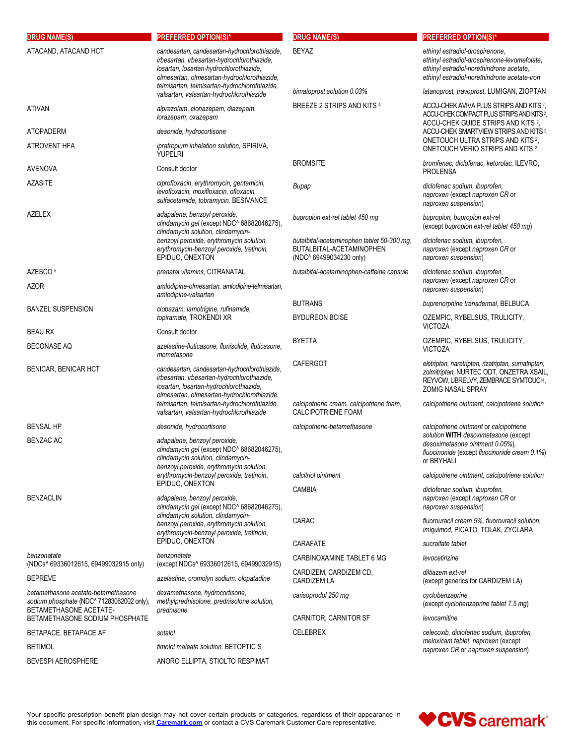| DRUG NAME(S) | PREFERRED OPTION(S)* |
|---|---|
| ATACAND, ATACAND HCT | *candesartan, candesartan-hydrochlorothiazide, irbesartan, irbesartan-hydrochlorothiazide, losartan, losartan-hydrochlorothiazide, olmesartan, olmesartan-hydrochlorothiazide, telmisartan, telmisartan-hydrochlorothiazide, valsartan, valsartan-hydrochlorothiazide* |
| ATIVAN | *alprazolam, clonazepam, diazepam, lorazepam, oxazepam* |
| ATOPADERM | *desonide, hydrocortisone* |
| ATROVENT HFA | *ipratropium inhalation solution,* SPIRIVA, YUPELRI |
| AVENOVA | Consult doctor |
| AZASITE | *ciprofloxacin, erythromycin, gentamicin, levofloxacin, moxifloxacin, ofloxacin, sulfacetamide, tobramycin,* BESIVANCE |
| AZELEX | *adapalene, benzoyl peroxide, clindamycin gel* (except NDC^ 68682046275), *clindamycin solution, clindamycin-benzoyl peroxide, erythromycin solution, erythromycin-benzoyl peroxide, tretinoin,* EPIDUO, ONEXTON |
| AZESCO [5] | *prenatal vitamins,* CITRANATAL |
| AZOR | *amlodipine-olmesartan, amlodipine-telmisartan, amlodipine-valsartan* |
| BANZEL SUSPENSION | *clobazam, lamotrigine, rufinamide, topiramate,* TROKENDI XR |
| BEAU RX | Consult doctor |
| BECONASE AQ | *azelastine-fluticasone, flunisolide, fluticasone, mometasone* |
| BENICAR, BENICAR HCT | *candesartan, candesartan-hydrochlorothiazide, irbesartan, irbesartan-hydrochlorothiazide, losartan, losartan-hydrochlorothiazide, olmesartan, olmesartan-hydrochlorothiazide, telmisartan, telmisartan-hydrochlorothiazide, valsartan, valsartan-hydrochlorothiazide* |
| BENSAL HP | *desonide, hydrocortisone* |
| BENZAC AC | *adapalene, benzoyl peroxide, clindamycin gel* (except NDC^ 68682046275), *clindamycin solution, clindamycin-benzoyl peroxide, erythromycin solution, erythromycin-benzoyl peroxide, tretinoin,* EPIDUO, ONEXTON |
| BENZACLIN | *adapalene, benzoyl peroxide, clindamycin gel* (except NDC^ 68682046275), *clindamycin solution, clindamycin-benzoyl peroxide, erythromycin solution, erythromycin-benzoyl peroxide, tretinoin,* EPIDUO, ONEXTON |
| *benzonatate* (NDCs^ 69336012615, 69499032915 only) | *benzonatate* (except NDCs^ 69336012615, 69499032915) |
| BEPREVE | *azelastine, cromolyn sodium, olopatadine* |
| *betamethasone acetate-betamethasone sodium phosphate* (NDC^ 71283062002 only), BETAMETHASONE ACETATE-BETAMETHASONE SODIUM PHOSPHATE | *dexamethasone, hydrocortisone, methylprednisolone, prednisolone solution, prednisone* |
| BETAPACE, BETAPACE AF | *sotalol* |
| BETIMOL | *timolol maleate solution,* BETOPTIC S |
| BEVESPI AEROSPHERE | ANORO ELLIPTA, STIOLTO RESPIMAT |
| BEYAZ | *ethinyl estradiol-drospirenone, ethinyl estradiol-drospirenone-levomefolate, ethinyl estradiol-norethindrone acetate, ethinyl estradiol-norethindrone acetate-iron* |
| *bimatoprost solution 0.03%* | *latanoprost, travoprost,* LUMIGAN, ZIOPTAN |
| BREEZE 2 STRIPS AND KITS [4] | ACCU-CHEK AVIVA PLUS STRIPS AND KITS [2], ACCU-CHEK COMPACT PLUS STRIPS AND KITS [2], ACCU-CHEK GUIDE STRIPS AND KITS [2], ACCU-CHEK SMARTVIEW STRIPS AND KITS [2], ONETOUCH ULTRA STRIPS AND KITS [2], ONETOUCH VERIO STRIPS AND KITS [2] |
| BROMSITE | *bromfenac, diclofenac, ketorolac,* ILEVRO, PROLENSA |
| *Bupap* | *diclofenac sodium, ibuprofen, naproxen* (except *naproxen CR* or *naproxen suspension*) |
| *bupropion ext-rel tablet 450 mg* | *bupropion, bupropion ext-rel* (except *bupropion ext-rel tablet 450 mg*) |
| *butalbital-acetaminophen tablet 50-300 mg,* BUTALBITAL-ACETAMINOPHEN (NDC^ 69499034230 only) | *diclofenac sodium, ibuprofen, naproxen* (except *naproxen CR* or *naproxen suspension*) |
| *butalbital-acetaminophen-caffeine capsule* | *diclofenac sodium, ibuprofen, naproxen* (except *naproxen CR* or *naproxen suspension*) |
| BUTRANS | *buprenorphine transdermal,* BELBUCA |
| BYDUREON BCISE | OZEMPIC, RYBELSUS, TRULICITY, VICTOZA |
| BYETTA | OZEMPIC, RYBELSUS, TRULICITY, VICTOZA |
| CAFERGOT | *eletriptan, naratriptan, rizatriptan, sumatriptan, zolmitriptan,* NURTEC ODT, ONZETRA XSAIL, REYVOW, UBRELVY, ZEMBRACE SYMTOUCH, ZOMIG NASAL SPRAY |
| *calcipotriene cream, calcipotriene foam,* CALCIPOTRIENE FOAM | *calcipotriene ointment, calcipotriene solution* |
| *calcipotriene-betamethasone* | *calcipotriene ointment* or *calcipotriene solution* **WITH** *desoximetasone* (except *desoximetasone ointment 0.05%*), *fluocinonide* (except *fluocinonide cream 0.1%*) or BRYHALI |
| *calcitriol ointment* | *calcipotriene ointment, calcipotriene solution* |
| CAMBIA | *diclofenac sodium, ibuprofen, naproxen* (except *naproxen CR* or *naproxen suspension*) |
| CARAC | *fluorouracil cream 5%, fluorouracil solution, imiquimod,* PICATO, TOLAK, ZYCLARA |
| CARAFATE | *sucralfate tablet* |
| CARBINOXAMINE TABLET 6 MG | *levocetirizine* |
| CARDIZEM, CARDIZEM CD, CARDIZEM LA | *diltiazem ext-rel* (except generics for CARDIZEM LA) |
| *carisoprodol 250 mg* | *cyclobenzaprine* (except *cyclobenzaprine tablet 7.5 mg*) |
| CARNITOR, CARNITOR SF | *levocarnitine* |
| CELEBREX | *celecoxib, diclofenac sodium, ibuprofen, meloxicam tablet, naproxen* (except *naproxen CR* or *naproxen suspension*) |

Your specific prescription benefit plan design may not cover certain products or categories, regardless of their appearance in this document. For specific information, visit **Caremark.com** or contact a CVS Caremark Customer Care representative.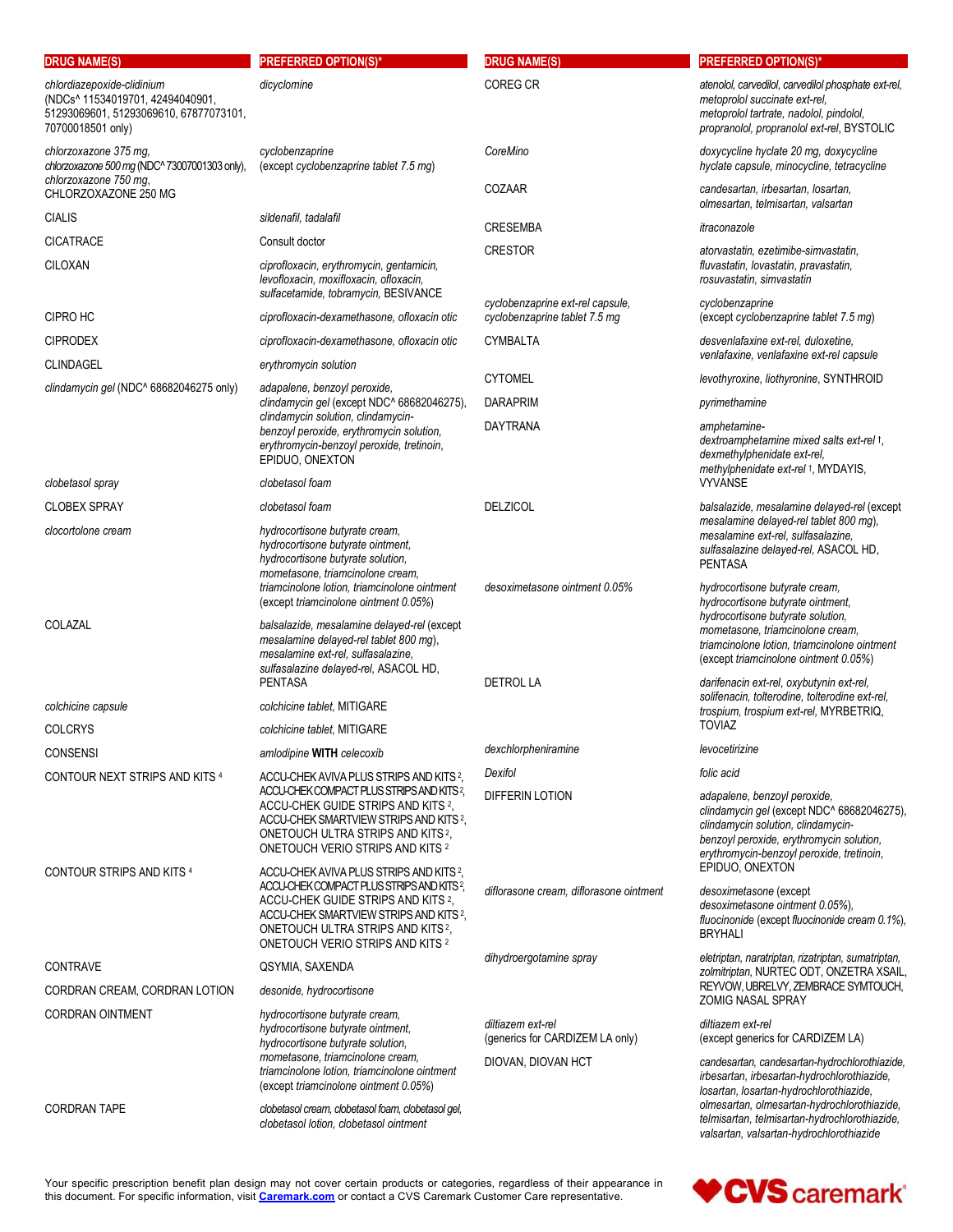| DRUG NAME(S) | PREFERRED OPTION(S)* |
|---|---|
| *chlordiazepoxide-clidinium* (NDCs^ 11534019701, 42494040901, 51293069601, 51293069610, 67877073101, 70700018501 only) | *dicyclomine* |
| *chlorzoxazone 375 mg, chlorzoxazone 500 mg* (NDC^ 73007001303 only), *chlorzoxazone 750 mg*, CHLORZOXAZONE 250 MG | *cyclobenzaprine* (except *cyclobenzaprine tablet 7.5 mg*) |
| CIALIS | *sildenafil, tadalafil* |
| CICATRACE | Consult doctor |
| CILOXAN | *ciprofloxacin, erythromycin, gentamicin, levofloxacin, moxifloxacin, ofloxacin, sulfacetamide, tobramycin,* BESIVANCE |
| CIPRO HC | *ciprofloxacin-dexamethasone, ofloxacin otic* |
| CIPRODEX | *ciprofloxacin-dexamethasone, ofloxacin otic* |
| CLINDAGEL | *erythromycin solution* |
| *clindamycin gel* (NDC^ 68682046275 only) | *adapalene, benzoyl peroxide, clindamycin gel* (except NDC^ 68682046275), *clindamycin solution, clindamycin-benzoyl peroxide, erythromycin solution, erythromycin-benzoyl peroxide, tretinoin,* EPIDUO, ONEXTON |
| *clobetasol spray* | *clobetasol foam* |
| CLOBEX SPRAY | *clobetasol foam* |
| *clocortolone cream* | *hydrocortisone butyrate cream, hydrocortisone butyrate ointment, hydrocortisone butyrate solution, mometasone, triamcinolone cream, triamcinolone lotion, triamcinolone ointment* (except *triamcinolone ointment 0.05%*) |
| COLAZAL | *balsalazide, mesalamine delayed-rel* (except *mesalamine delayed-rel tablet 800 mg*), *mesalamine ext-rel, sulfasalazine, sulfasalazine delayed-rel,* ASACOL HD, PENTASA |
| *colchicine capsule* | *colchicine tablet,* MITIGARE |
| COLCRYS | *colchicine tablet,* MITIGARE |
| CONSENSI | *amlodipine* **WITH** *celecoxib* |
| CONTOUR NEXT STRIPS AND KITS [4] | ACCU-CHEK AVIVA PLUS STRIPS AND KITS [2], ACCU-CHEK COMPACT PLUS STRIPS AND KITS [2], ACCU-CHEK GUIDE STRIPS AND KITS [2], ACCU-CHEK SMARTVIEW STRIPS AND KITS [2], ONETOUCH ULTRA STRIPS AND KITS [2], ONETOUCH VERIO STRIPS AND KITS [2] |
| CONTOUR STRIPS AND KITS [4] | ACCU-CHEK AVIVA PLUS STRIPS AND KITS [2], ACCU-CHEK COMPACT PLUS STRIPS AND KITS [2], ACCU-CHEK GUIDE STRIPS AND KITS [2], ACCU-CHEK SMARTVIEW STRIPS AND KITS [2], ONETOUCH ULTRA STRIPS AND KITS [2], ONETOUCH VERIO STRIPS AND KITS [2] |
| CONTRAVE | QSYMIA, SAXENDA |
| CORDRAN CREAM, CORDRAN LOTION | *desonide, hydrocortisone* |
| CORDRAN OINTMENT | *hydrocortisone butyrate cream, hydrocortisone butyrate ointment, hydrocortisone butyrate solution, mometasone, triamcinolone cream, triamcinolone lotion, triamcinolone ointment* (except *triamcinolone ointment 0.05%*) |
| CORDRAN TAPE | *clobetasol cream, clobetasol foam, clobetasol gel, clobetasol lotion, clobetasol ointment* |
| COREG CR | *atenolol, carvedilol, carvedilol phosphate ext-rel, metoprolol succinate ext-rel, metoprolol tartrate, nadolol, pindolol, propranolol, propranolol ext-rel,* BYSTOLIC |
| *CoreMino* | *doxycycline hyclate 20 mg, doxycycline hyclate capsule, minocycline, tetracycline* |
| COZAAR | *candesartan, irbesartan, losartan, olmesartan, telmisartan, valsartan* |
| CRESEMBA | *itraconazole* |
| CRESTOR | *atorvastatin, ezetimibe-simvastatin, fluvastatin, lovastatin, pravastatin, rosuvastatin, simvastatin* |
| *cyclobenzaprine ext-rel capsule, cyclobenzaprine tablet 7.5 mg* | *cyclobenzaprine* (except *cyclobenzaprine tablet 7.5 mg*) |
| CYMBALTA | *desvenlafaxine ext-rel, duloxetine, venlafaxine, venlafaxine ext-rel capsule* |
| CYTOMEL | *levothyroxine, liothyronine,* SYNTHROID |
| DARAPRIM | *pyrimethamine* |
| DAYTRANA | *amphetamine-dextroamphetamine mixed salts ext-rel* †, *dexmethylphenidate ext-rel, methylphenidate ext-rel* †, MYDAYIS, VYVANSE |
| DELZICOL | *balsalazide, mesalamine delayed-rel* (except *mesalamine delayed-rel tablet 800 mg*), *mesalamine ext-rel, sulfasalazine, sulfasalazine delayed-rel,* ASACOL HD, PENTASA |
| *desoximetasone ointment 0.05%* | *hydrocortisone butyrate cream, hydrocortisone butyrate ointment, hydrocortisone butyrate solution, mometasone, triamcinolone cream, triamcinolone lotion, triamcinolone ointment* (except *triamcinolone ointment 0.05%*) |
| DETROL LA | *darifenacin ext-rel, oxybutynin ext-rel, solifenacin, tolterodine, tolterodine ext-rel, trospium, trospium ext-rel,* MYRBETRIQ, TOVIAZ |
| *dexchlorpheniramine* | *levocetirizine* |
| *Dexifol* | *folic acid* |
| DIFFERIN LOTION | *adapalene, benzoyl peroxide, clindamycin gel* (except NDC^ 68682046275), *clindamycin solution, clindamycin-benzoyl peroxide, erythromycin solution, erythromycin-benzoyl peroxide, tretinoin,* EPIDUO, ONEXTON |
| *diflorasone cream, diflorasone ointment* | *desoximetasone* (except *desoximetasone ointment 0.05%*), *fluocinonide* (except *fluocinonide cream 0.1%*), BRYHALI |
| *dihydroergotamine spray* | *eletriptan, naratriptan, rizatriptan, sumatriptan, zolmitriptan,* NURTEC ODT, ONZETRA XSAIL, REYVOW, UBRELVY, ZEMBRACE SYMTOUCH, ZOMIG NASAL SPRAY |
| *diltiazem ext-rel* (generics for CARDIZEM LA only) | *diltiazem ext-rel* (except generics for CARDIZEM LA) |
| DIOVAN, DIOVAN HCT | *candesartan, candesartan-hydrochlorothiazide, irbesartan, irbesartan-hydrochlorothiazide, losartan, losartan-hydrochlorothiazide, olmesartan, olmesartan-hydrochlorothiazide, telmisartan, telmisartan-hydrochlorothiazide, valsartan, valsartan-hydrochlorothiazide* |

Your specific prescription benefit plan design may not cover certain products or categories, regardless of their appearance in this document. For specific information, visit [Caremark.com](Caremark.com) or contact a CVS Caremark Customer Care representative.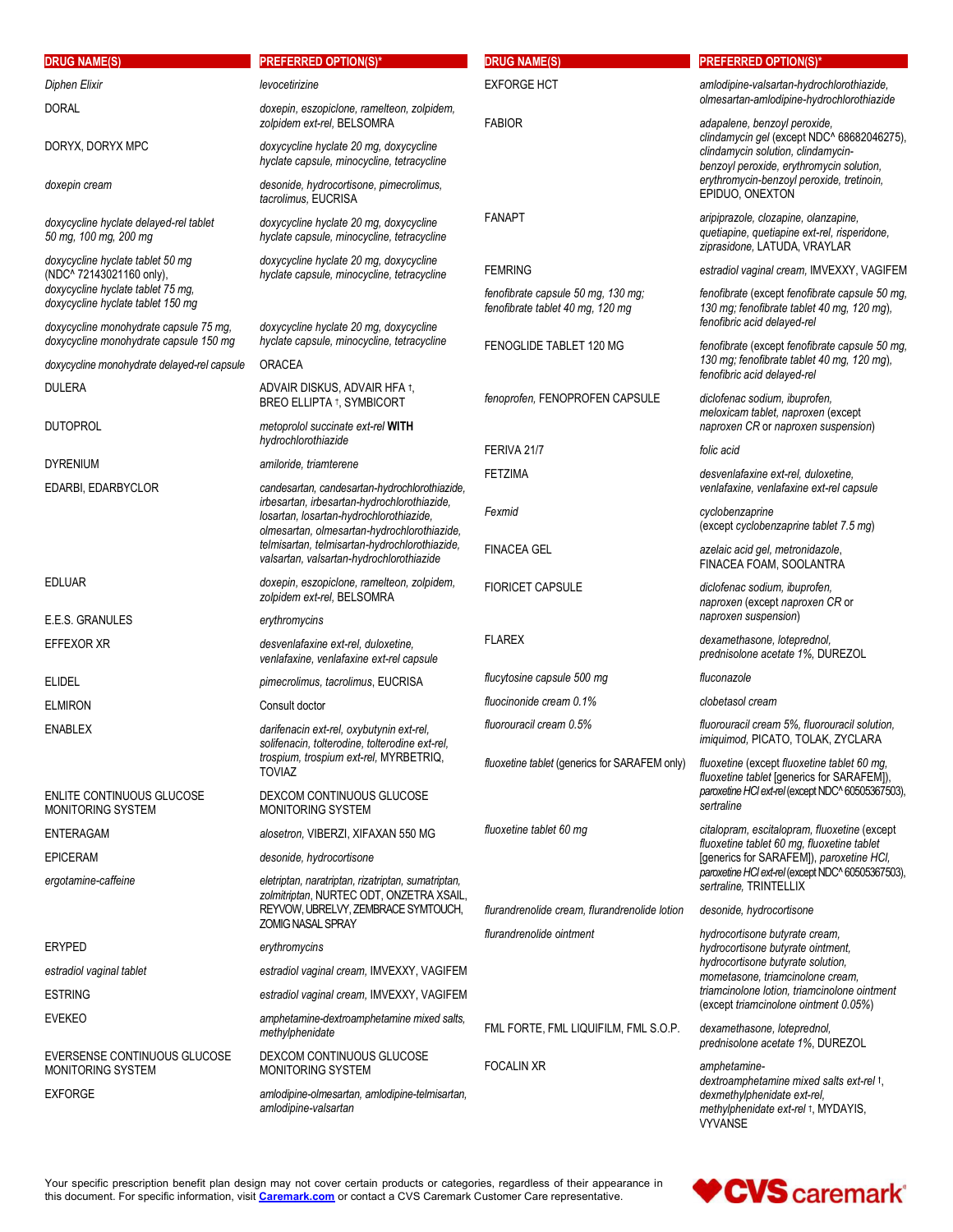| DRUG NAME(S) | PREFERRED OPTION(S)* |
|---|---|
| *Diphen Elixir* | *levocetirizine* |
| DORAL | *doxepin, eszopiclone, ramelteon, zolpidem, zolpidem ext-rel,* BELSOMRA |
| DORYX, DORYX MPC | *doxycycline hyclate 20 mg, doxycycline hyclate capsule, minocycline, tetracycline* |
| *doxepin cream* | *desonide, hydrocortisone, pimecrolimus, tacrolimus,* EUCRISA |
| *doxycycline hyclate delayed-rel tablet 50 mg, 100 mg, 200 mg* | *doxycycline hyclate 20 mg, doxycycline hyclate capsule, minocycline, tetracycline* |
| *doxycycline hyclate tablet 50 mg (NDC^ 72143021160 only), doxycycline hyclate tablet 75 mg, doxycycline hyclate tablet 150 mg* | *doxycycline hyclate 20 mg, doxycycline hyclate capsule, minocycline, tetracycline* |
| *doxycycline monohydrate capsule 75 mg, doxycycline monohydrate capsule 150 mg* | *doxycycline hyclate 20 mg, doxycycline hyclate capsule, minocycline, tetracycline* |
| *doxycycline monohydrate delayed-rel capsule* | ORACEA |
| DULERA | ADVAIR DISKUS, ADVAIR HFA †, BREO ELLIPTA †, SYMBICORT |
| DUTOPROL | *metoprolol succinate ext-rel* **WITH** *hydrochlorothiazide* |
| DYRENIUM | *amiloride, triamterene* |
| EDARBI, EDARBYCLOR | *candesartan, candesartan-hydrochlorothiazide, irbesartan, irbesartan-hydrochlorothiazide, losartan, losartan-hydrochlorothiazide, olmesartan, olmesartan-hydrochlorothiazide, telmisartan, telmisartan-hydrochlorothiazide, valsartan, valsartan-hydrochlorothiazide* |
| EDLUAR | *doxepin, eszopiclone, ramelteon, zolpidem, zolpidem ext-rel,* BELSOMRA |
| E.E.S. GRANULES | *erythromycins* |
| EFFEXOR XR | *desvenlafaxine ext-rel, duloxetine, venlafaxine, venlafaxine ext-rel capsule* |
| ELIDEL | *pimecrolimus, tacrolimus,* EUCRISA |
| ELMIRON | Consult doctor |
| ENABLEX | *darifenacin ext-rel, oxybutynin ext-rel, solifenacin, tolterodine, tolterodine ext-rel, trospium, trospium ext-rel,* MYRBETRIQ, TOVIAZ |
| ENLITE CONTINUOUS GLUCOSE MONITORING SYSTEM | DEXCOM CONTINUOUS GLUCOSE MONITORING SYSTEM |
| ENTERAGAM | *alosetron,* VIBERZI, XIFAXAN 550 MG |
| EPICERAM | *desonide, hydrocortisone* |
| *ergotamine-caffeine* | *eletriptan, naratriptan, rizatriptan, sumatriptan, zolmitriptan,* NURTEC ODT, ONZETRA XSAIL, REYVOW, UBRELVY, ZEMBRACE SYMTOUCH, ZOMIG NASAL SPRAY |
| ERYPED | *erythromycins* |
| *estradiol vaginal tablet* | *estradiol vaginal cream,* IMVEXXY, VAGIFEM |
| ESTRING | *estradiol vaginal cream,* IMVEXXY, VAGIFEM |
| EVEKEO | *amphetamine-dextroamphetamine mixed salts, methylphenidate* |
| EVERSENSE CONTINUOUS GLUCOSE MONITORING SYSTEM | DEXCOM CONTINUOUS GLUCOSE MONITORING SYSTEM |
| EXFORGE | *amlodipine-olmesartan, amlodipine-telmisartan, amlodipine-valsartan* |
| EXFORGE HCT | *amlodipine-valsartan-hydrochlorothiazide, olmesartan-amlodipine-hydrochlorothiazide* |
| FABIOR | *adapalene, benzoyl peroxide, clindamycin gel (except NDC^ 68682046275), clindamycin solution, clindamycin-benzoyl peroxide, erythromycin solution, erythromycin-benzoyl peroxide, tretinoin,* EPIDUO, ONEXTON |
| FANAPT | *aripiprazole, clozapine, olanzapine, quetiapine, quetiapine ext-rel, risperidone, ziprasidone,* LATUDA, VRAYLAR |
| FEMRING | *estradiol vaginal cream,* IMVEXXY, VAGIFEM |
| *fenofibrate capsule 50 mg, 130 mg; fenofibrate tablet 40 mg, 120 mg* | *fenofibrate (except fenofibrate capsule 50 mg, 130 mg; fenofibrate tablet 40 mg, 120 mg), fenofibric acid delayed-rel* |
| FENOGLIDE TABLET 120 MG | *fenofibrate (except fenofibrate capsule 50 mg, 130 mg; fenofibrate tablet 40 mg, 120 mg), fenofibric acid delayed-rel* |
| *fenoprofen,* FENOPROFEN CAPSULE | *diclofenac sodium, ibuprofen, meloxicam tablet, naproxen (except naproxen CR or naproxen suspension)* |
| FERIVA 21/7 | *folic acid* |
| FETZIMA | *desvenlafaxine ext-rel, duloxetine, venlafaxine, venlafaxine ext-rel capsule* |
| *Fexmid* | *cyclobenzaprine (except cyclobenzaprine tablet 7.5 mg)* |
| FINACEA GEL | *azelaic acid gel, metronidazole,* FINACEA FOAM, SOOLANTRA |
| FIORICET CAPSULE | *diclofenac sodium, ibuprofen, naproxen (except naproxen CR or naproxen suspension)* |
| FLAREX | *dexamethasone, loteprednol, prednisolone acetate 1%,* DUREZOL |
| *flucytosine capsule 500 mg* | *fluconazole* |
| *fluocinonide cream 0.1%* | *clobetasol cream* |
| *fluorouracil cream 0.5%* | *fluorouracil cream 5%, fluorouracil solution, imiquimod,* PICATO, TOLAK, ZYCLARA |
| *fluoxetine tablet* (generics for SARAFEM only) | *fluoxetine (except fluoxetine tablet 60 mg, fluoxetine tablet [generics for SARAFEM]), paroxetine HCl ext-rel (except NDC^ 60505367503), sertraline* |
| *fluoxetine tablet 60 mg* | *citalopram, escitalopram, fluoxetine (except fluoxetine tablet 60 mg, fluoxetine tablet [generics for SARAFEM]), paroxetine HCl, paroxetine HCl ext-rel (except NDC^ 60505367503), sertraline,* TRINTELLIX |
| *flurandrenolide cream, flurandrenolide lotion* | *desonide, hydrocortisone* |
| *flurandrenolide ointment* | *hydrocortisone butyrate cream, hydrocortisone butyrate ointment, hydrocortisone butyrate solution, mometasone, triamcinolone cream, triamcinolone lotion, triamcinolone ointment (except triamcinolone ointment 0.05%)* |
| FML FORTE, FML LIQUIFILM, FML S.O.P. | *dexamethasone, loteprednol, prednisolone acetate 1%,* DUREZOL |
| FOCALIN XR | *amphetamine-dextroamphetamine mixed salts ext-rel †, dexmethylphenidate ext-rel, methylphenidate ext-rel †,* MYDAYIS, VYVANSE |

Your specific prescription benefit plan design may not cover certain products or categories, regardless of their appearance in this document. For specific information, visit [Caremark.com](https://www.caremark.com) or contact a CVS Caremark Customer Care representative.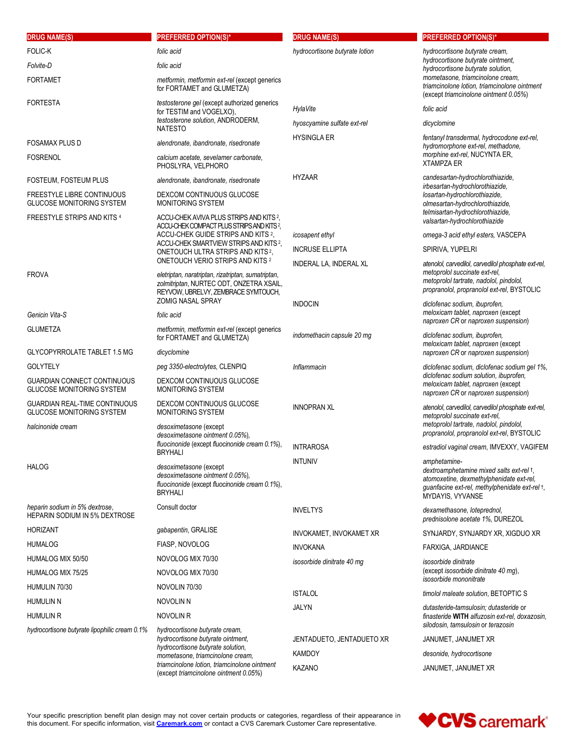| DRUG NAME(S) | PREFERRED OPTION(S)* |
|---|---|
| FOLIC-K | *folic acid* |
| *Folvite-D* | *folic acid* |
| FORTAMET | *metformin, metformin ext-rel* (except generics for FORTAMET and GLUMETZA) |
| FORTESTA | *testosterone gel* (except authorized generics for TESTIM and VOGELXO), *testosterone solution*, ANDRODERM, NATESTO |
| FOSAMAX PLUS D | *alendronate, ibandronate, risedronate* |
| FOSRENOL | *calcium acetate, sevelamer carbonate*, PHOSLYRA, VELPHORO |
| FOSTEUM, FOSTEUM PLUS | *alendronate, ibandronate, risedronate* |
| FREESTYLE LIBRE CONTINUOUS GLUCOSE MONITORING SYSTEM | DEXCOM CONTINUOUS GLUCOSE MONITORING SYSTEM |
| FREESTYLE STRIPS AND KITS [4] | ACCU-CHEK AVIVA PLUS STRIPS AND KITS [2], ACCU-CHEK COMPACT PLUS STRIPS AND KITS [2], ACCU-CHEK GUIDE STRIPS AND KITS [2], ACCU-CHEK SMARTVIEW STRIPS AND KITS [2], ONETOUCH ULTRA STRIPS AND KITS [2], ONETOUCH VERIO STRIPS AND KITS [2] |
| FROVA | *eletriptan, naratriptan, rizatriptan, sumatriptan, zolmitriptan*, NURTEC ODT, ONZETRA XSAIL, REYVOW, UBRELVY, ZEMBRACE SYMTOUCH, ZOMIG NASAL SPRAY |
| *Genicin Vita-S* | *folic acid* |
| GLUMETZA | *metformin, metformin ext-rel* (except generics for FORTAMET and GLUMETZA) |
| GLYCOPYRROLATE TABLET 1.5 MG | *dicyclomine* |
| GOLYTELY | *peg 3350-electrolytes*, CLENPIQ |
| GUARDIAN CONNECT CONTINUOUS GLUCOSE MONITORING SYSTEM | DEXCOM CONTINUOUS GLUCOSE MONITORING SYSTEM |
| GUARDIAN REAL-TIME CONTINUOUS GLUCOSE MONITORING SYSTEM | DEXCOM CONTINUOUS GLUCOSE MONITORING SYSTEM |
| *halcinonide cream* | *desoximetasone* (except *desoximetasone ointment 0.05%*), *fluocinonide* (except *fluocinonide cream 0.1%*), BRYHALI |
| HALOG | *desoximetasone* (except *desoximetasone ointment 0.05%*), *fluocinonide* (except *fluocinonide cream 0.1%*), BRYHALI |
| *heparin sodium in 5% dextrose*, HEPARIN SODIUM IN 5% DEXTROSE | Consult doctor |
| HORIZANT | *gabapentin*, GRALISE |
| HUMALOG | FIASP, NOVOLOG |
| HUMALOG MIX 50/50 | NOVOLOG MIX 70/30 |
| HUMALOG MIX 75/25 | NOVOLOG MIX 70/30 |
| HUMULIN 70/30 | NOVOLIN 70/30 |
| HUMULIN N | NOVOLIN N |
| HUMULIN R | NOVOLIN R |
| *hydrocortisone butyrate lipophilic cream 0.1%* | *hydrocortisone butyrate cream, hydrocortisone butyrate ointment, hydrocortisone butyrate solution, mometasone, triamcinolone cream, triamcinolone lotion, triamcinolone ointment* (except *triamcinolone ointment 0.05%*) |
| *hydrocortisone butyrate lotion* | *hydrocortisone butyrate cream, hydrocortisone butyrate ointment, hydrocortisone butyrate solution, mometasone, triamcinolone cream, triamcinolone lotion, triamcinolone ointment* (except *triamcinolone ointment 0.05%*) |
| *HylaVite* | *folic acid* |
| *hyoscyamine sulfate ext-rel* | *dicyclomine* |
| HYSINGLA ER | *fentanyl transdermal, hydrocodone ext-rel, hydromorphone ext-rel, methadone, morphine ext-rel*, NUCYNTA ER, XTAMPZA ER |
| HYZAAR | *candesartan-hydrochlorothiazide, irbesartan-hydrochlorothiazide, losartan-hydrochlorothiazide, olmesartan-hydrochlorothiazide, telmisartan-hydrochlorothiazide, valsartan-hydrochlorothiazide* |
| *icosapent ethyl* | *omega-3 acid ethyl esters*, VASCEPA |
| INCRUSE ELLIPTA | SPIRIVA, YUPELRI |
| INDERAL LA, INDERAL XL | *atenolol, carvedilol, carvedilol phosphate ext-rel, metoprolol succinate ext-rel, metoprolol tartrate, nadolol, pindolol, propranolol, propranolol ext-rel*, BYSTOLIC |
| INDOCIN | *diclofenac sodium, ibuprofen, meloxicam tablet, naproxen* (except *naproxen CR* or *naproxen suspension*) |
| *indomethacin capsule 20 mg* | *diclofenac sodium, ibuprofen, meloxicam tablet, naproxen* (except *naproxen CR* or *naproxen suspension*) |
| *Inflammacin* | *diclofenac sodium, diclofenac sodium gel 1%, diclofenac sodium solution, ibuprofen, meloxicam tablet, naproxen* (except *naproxen CR* or *naproxen suspension*) |
| INNOPRAN XL | *atenolol, carvedilol, carvedilol phosphate ext-rel, metoprolol succinate ext-rel, metoprolol tartrate, nadolol, pindolol, propranolol, propranolol ext-rel*, BYSTOLIC |
| INTRAROSA | *estradiol vaginal cream*, IMVEXXY, VAGIFEM |
| INTUNIV | *amphetamine-dextroamphetamine mixed salts ext-rel* †, *atomoxetine, dexmethylphenidate ext-rel, guanfacine ext-rel, methylphenidate ext-rel* †, MYDAYIS, VYVANSE |
| INVELTYS | *dexamethasone, loteprednol, prednisolone acetate 1%*, DUREZOL |
| INVOKAMET, INVOKAMET XR | SYNJARDY, SYNJARDY XR, XIGDUO XR |
| INVOKANA | FARXIGA, JARDIANCE |
| *isosorbide dinitrate 40 mg* | *isosorbide dinitrate* (except *isosorbide dinitrate 40 mg*), *isosorbide mononitrate* |
| ISTALOL | *timolol maleate solution*, BETOPTIC S |
| JALYN | *dutasteride-tamsulosin; dutasteride* or *finasteride* **WITH** *alfuzosin ext-rel, doxazosin, silodosin, tamsulosin* or *terazosin* |
| JENTADUETO, JENTADUETO XR | JANUMET, JANUMET XR |
| KAMDOY | *desonide, hydrocortisone* |
| KAZANO | JANUMET, JANUMET XR |

Your specific prescription benefit plan design may not cover certain products or categories, regardless of their appearance in this document. For specific information, visit Caremark.com or contact a CVS Caremark Customer Care representative.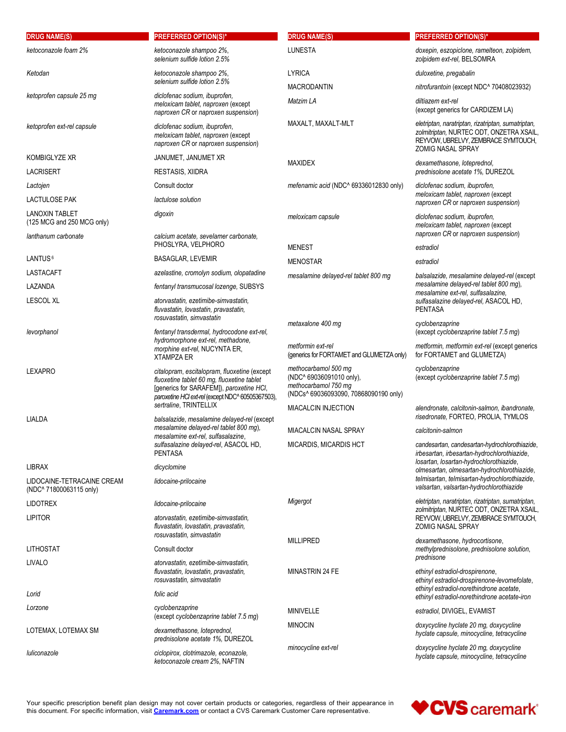| DRUG NAME(S) | PREFERRED OPTION(S)* |
|---|---|
| *ketoconazole foam 2%* | *ketoconazole shampoo 2%, selenium sulfide lotion 2.5%* |
| *Ketodan* | *ketoconazole shampoo 2%, selenium sulfide lotion 2.5%* |
| *ketoprofen capsule 25 mg* | *diclofenac sodium, ibuprofen, meloxicam tablet, naproxen* (except *naproxen CR* or *naproxen suspension*) |
| *ketoprofen ext-rel capsule* | *diclofenac sodium, ibuprofen, meloxicam tablet, naproxen* (except *naproxen CR* or *naproxen suspension*) |
| KOMBIGLYZE XR | JANUMET, JANUMET XR |
| LACRISERT | RESTASIS, XIIDRA |
| *Lactojen* | Consult doctor |
| LACTULOSE PAK | *lactulose solution* |
| LANOXIN TABLET (125 MCG and 250 MCG only) | *digoxin* |
| *lanthanum carbonate* | *calcium acetate, sevelamer carbonate,* PHOSLYRA, VELPHORO |
| LANTUS [6] | BASAGLAR, LEVEMIR |
| LASTACAFT | *azelastine, cromolyn sodium, olopatadine* |
| LAZANDA | *fentanyl transmucosal lozenge,* SUBSYS |
| LESCOL XL | *atorvastatin, ezetimibe-simvastatin, fluvastatin, lovastatin, pravastatin, rosuvastatin, simvastatin* |
| *levorphanol* | *fentanyl transdermal, hydrocodone ext-rel, hydromorphone ext-rel, methadone, morphine ext-rel,* NUCYNTA ER, XTAMPZA ER |
| LEXAPRO | *citalopram, escitalopram, fluoxetine* (except *fluoxetine tablet 60 mg, fluoxetine tablet* [generics for SARAFEM]), *paroxetine HCl, paroxetine HCl ext-rel* (except NDC^ 60505367503), *sertraline,* TRINTELLIX |
| LIALDA | *balsalazide, mesalamine delayed-rel* (except *mesalamine delayed-rel tablet 800 mg*), *mesalamine ext-rel, sulfasalazine, sulfasalazine delayed-rel,* ASACOL HD, PENTASA |
| LIBRAX | *dicyclomine* |
| LIDOCAINE-TETRACAINE CREAM (NDC^ 71800063115 only) | *lidocaine-prilocaine* |
| LIDOTREX | *lidocaine-prilocaine* |
| LIPITOR | *atorvastatin, ezetimibe-simvastatin, fluvastatin, lovastatin, pravastatin, rosuvastatin, simvastatin* |
| LITHOSTAT | Consult doctor |
| LIVALO | *atorvastatin, ezetimibe-simvastatin, fluvastatin, lovastatin, pravastatin, rosuvastatin, simvastatin* |
| *Lorid* | *folic acid* |
| *Lorzone* | *cyclobenzaprine* (except *cyclobenzaprine tablet 7.5 mg*) |
| LOTEMAX, LOTEMAX SM | *dexamethasone, loteprednol, prednisolone acetate 1%,* DUREZOL |
| *luliconazole* | *ciclopirox, clotrimazole, econazole, ketoconazole cream 2%,* NAFTIN |
| LUNESTA | *doxepin, eszopiclone, ramelteon, zolpidem, zolpidem ext-rel,* BELSOMRA |
| LYRICA | *duloxetine, pregabalin* |
| MACRODANTIN | *nitrofurantoin* (except NDC^ 70408023932) |
| *Matzim LA* | *diltiazem ext-rel* (except generics for CARDIZEM LA) |
| MAXALT, MAXALT-MLT | *eletriptan, naratriptan, rizatriptan, sumatriptan, zolmitriptan,* NURTEC ODT, ONZETRA XSAIL, REYVOW, UBRELVY, ZEMBRACE SYMTOUCH, ZOMIG NASAL SPRAY |
| MAXIDEX | *dexamethasone, loteprednol, prednisolone acetate 1%,* DUREZOL |
| *mefenamic acid* (NDC^ 69336012830 only) | *diclofenac sodium, ibuprofen, meloxicam tablet, naproxen* (except *naproxen CR* or *naproxen suspension*) |
| *meloxicam capsule* | *diclofenac sodium, ibuprofen, meloxicam tablet, naproxen* (except *naproxen CR* or *naproxen suspension*) |
| MENEST | *estradiol* |
| MENOSTAR | *estradiol* |
| *mesalamine delayed-rel tablet 800 mg* | *balsalazide, mesalamine delayed-rel* (except *mesalamine delayed-rel tablet 800 mg*), *mesalamine ext-rel, sulfasalazine, sulfasalazine delayed-rel,* ASACOL HD, PENTASA |
| *metaxalone 400 mg* | *cyclobenzaprine* (except *cyclobenzaprine tablet 7.5 mg*) |
| *metformin ext-rel* (generics for FORTAMET and GLUMETZA only) | *metformin, metformin ext-rel* (except generics for FORTAMET and GLUMETZA) |
| *methocarbamol 500 mg* (NDC^ 69036091010 only), *methocarbamol 750 mg* (NDCs^ 69036093090, 70868090190 only) | *cyclobenzaprine* (except *cyclobenzaprine tablet 7.5 mg*) |
| MIACALCIN INJECTION | *alendronate, calcitonin-salmon, ibandronate, risedronate,* FORTEO, PROLIA, TYMLOS |
| MIACALCIN NASAL SPRAY | *calcitonin-salmon* |
| MICARDIS, MICARDIS HCT | *candesartan, candesartan-hydrochlorothiazide, irbesartan, irbesartan-hydrochlorothiazide, losartan, losartan-hydrochlorothiazide, olmesartan, olmesartan-hydrochlorothiazide, telmisartan, telmisartan-hydrochlorothiazide, valsartan, valsartan-hydrochlorothiazide* |
| *Migergot* | *eletriptan, naratriptan, rizatriptan, sumatriptan, zolmitriptan,* NURTEC ODT, ONZETRA XSAIL, REYVOW, UBRELVY, ZEMBRACE SYMTOUCH, ZOMIG NASAL SPRAY |
| MILLIPRED | *dexamethasone, hydrocortisone, methylprednisolone, prednisolone solution, prednisone* |
| MINASTRIN 24 FE | *ethinyl estradiol-drospirenone, ethinyl estradiol-drospirenone-levomefolate, ethinyl estradiol-norethindrone acetate, ethinyl estradiol-norethindrone acetate-iron* |
| MINIVELLE | *estradiol,* DIVIGEL, EVAMIST |
| MINOCIN | *doxycycline hyclate 20 mg, doxycycline hyclate capsule, minocycline, tetracycline* |
| *minocycline ext-rel* | *doxycycline hyclate 20 mg, doxycycline hyclate capsule, minocycline, tetracycline* |

Your specific prescription benefit plan design may not cover certain products or categories, regardless of their appearance in this document. For specific information, visit Caremark.com or contact a CVS Caremark Customer Care representative.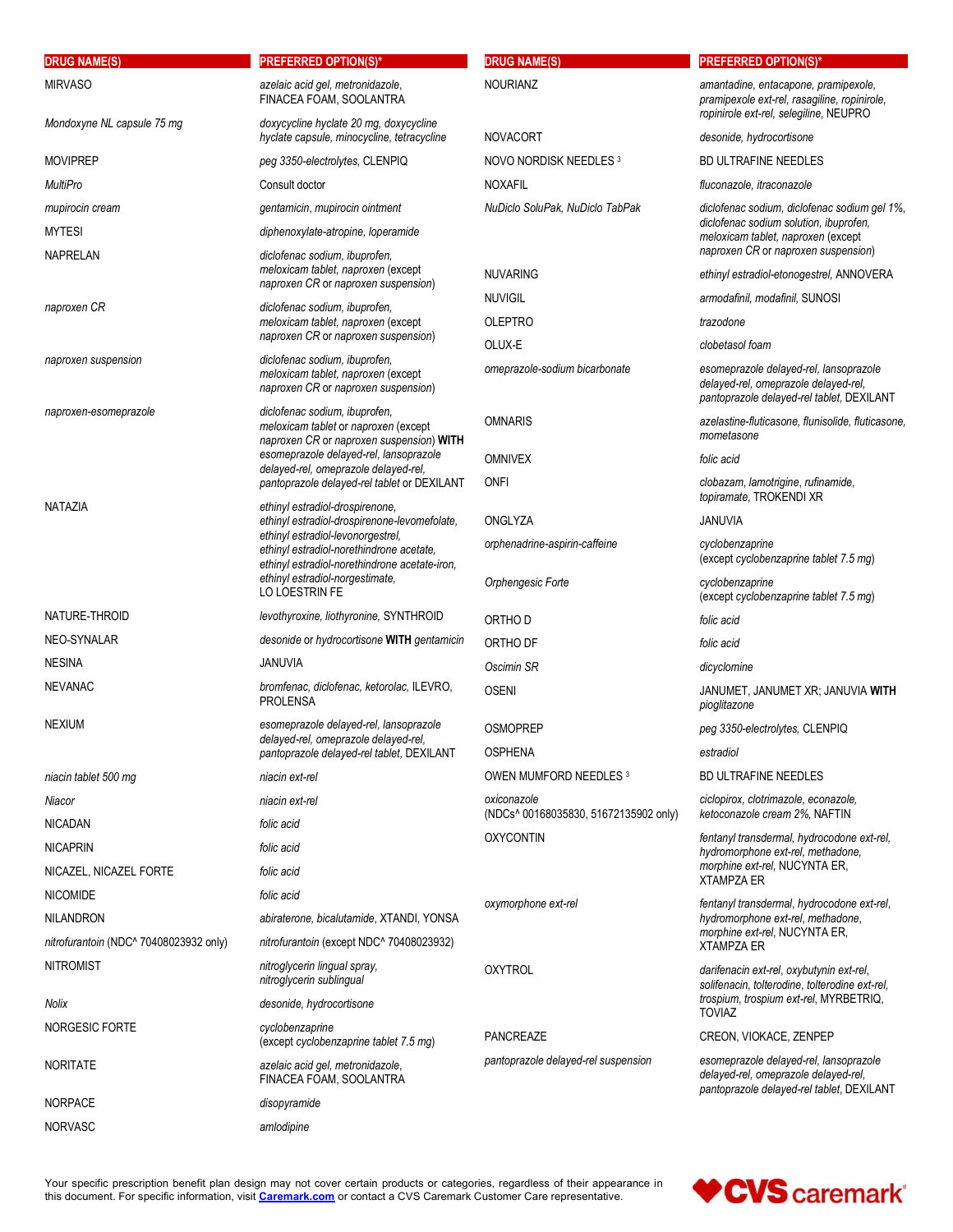| DRUG NAME(S) | PREFERRED OPTION(S)* |
|---|---|
| MIRVASO | *azelaic acid gel, metronidazole,* FINACEA FOAM, SOOLANTRA |
| *Mondoxyne NL capsule 75 mg* | *doxycycline hyclate 20 mg, doxycycline hyclate capsule, minocycline, tetracycline* |
| MOVIPREP | *peg 3350-electrolytes,* CLENPIQ |
| *MultiPro* | Consult doctor |
| *mupirocin cream* | *gentamicin, mupirocin ointment* |
| MYTESI | *diphenoxylate-atropine, loperamide* |
| NAPRELAN | *diclofenac sodium, ibuprofen, meloxicam tablet, naproxen* (except *naproxen CR* or *naproxen suspension*) |
| *naproxen CR* | *diclofenac sodium, ibuprofen, meloxicam tablet, naproxen* (except *naproxen CR* or *naproxen suspension*) |
| *naproxen suspension* | *diclofenac sodium, ibuprofen, meloxicam tablet, naproxen* (except *naproxen CR* or *naproxen suspension*) |
| *naproxen-esomeprazole* | *diclofenac sodium, ibuprofen, meloxicam tablet* or *naproxen* (except *naproxen CR* or *naproxen suspension*) **WITH** *esomeprazole delayed-rel, lansoprazole delayed-rel, omeprazole delayed-rel, pantoprazole delayed-rel tablet* or DEXILANT |
| NATAZIA | *ethinyl estradiol-drospirenone, ethinyl estradiol-drospirenone-levomefolate, ethinyl estradiol-levonorgestrel, ethinyl estradiol-norethindrone acetate, ethinyl estradiol-norethindrone acetate-iron, ethinyl estradiol-norgestimate,* LO LOESTRIN FE |
| NATURE-THROID | *levothyroxine, liothyronine,* SYNTHROID |
| NEO-SYNALAR | *desonide* or *hydrocortisone* **WITH** *gentamicin* |
| NESINA | JANUVIA |
| NEVANAC | *bromfenac, diclofenac, ketorolac,* ILEVRO, PROLENSA |
| NEXIUM | *esomeprazole delayed-rel, lansoprazole delayed-rel, omeprazole delayed-rel, pantoprazole delayed-rel tablet,* DEXILANT |
| *niacin tablet 500 mg* | *niacin ext-rel* |
| *Niacor* | *niacin ext-rel* |
| NICADAN | *folic acid* |
| NICAPRIN | *folic acid* |
| NICAZEL, NICAZEL FORTE | *folic acid* |
| NICOMIDE | *folic acid* |
| NILANDRON | *abiraterone, bicalutamide,* XTANDI, YONSA |
| *nitrofurantoin* (NDC^ 70408023932 only) | *nitrofurantoin* (except NDC^ 70408023932) |
| NITROMIST | *nitroglycerin lingual spray, nitroglycerin sublingual* |
| *Nolix* | *desonide, hydrocortisone* |
| NORGESIC FORTE | *cyclobenzaprine* (except *cyclobenzaprine tablet 7.5 mg*) |
| NORITATE | *azelaic acid gel, metronidazole,* FINACEA FOAM, SOOLANTRA |
| NORPACE | *disopyramide* |
| NORVASC | *amlodipine* |
| NOURIANZ | *amantadine, entacapone, pramipexole, pramipexole ext-rel, rasagiline, ropinirole, ropinirole ext-rel, selegiline,* NEUPRO |
| NOVACORT | *desonide, hydrocortisone* |
| NOVO NORDISK NEEDLES [3] | BD ULTRAFINE NEEDLES |
| NOXAFIL | *fluconazole, itraconazole* |
| *NuDiclo SoluPak, NuDiclo TabPak* | *diclofenac sodium, diclofenac sodium gel 1%, diclofenac sodium solution, ibuprofen, meloxicam tablet, naproxen* (except *naproxen CR* or *naproxen suspension*) |
| NUVARING | *ethinyl estradiol-etonogestrel,* ANNOVERA |
| NUVIGIL | *armodafinil, modafinil,* SUNOSI |
| OLEPTRO | *trazodone* |
| OLUX-E | *clobetasol foam* |
| *omeprazole-sodium bicarbonate* | *esomeprazole delayed-rel, lansoprazole delayed-rel, omeprazole delayed-rel, pantoprazole delayed-rel tablet,* DEXILANT |
| OMNARIS | *azelastine-fluticasone, flunisolide, fluticasone, mometasone* |
| OMNIVEX | *folic acid* |
| ONFI | *clobazam, lamotrigine, rufinamide, topiramate,* TROKENDI XR |
| ONGLYZA | JANUVIA |
| *orphenadrine-aspirin-caffeine* | *cyclobenzaprine* (except *cyclobenzaprine tablet 7.5 mg*) |
| *Orphengesic Forte* | *cyclobenzaprine* (except *cyclobenzaprine tablet 7.5 mg*) |
| ORTHO D | *folic acid* |
| ORTHO DF | *folic acid* |
| *Oscimin SR* | *dicyclomine* |
| OSENI | JANUMET, JANUMET XR; JANUVIA **WITH** *pioglitazone* |
| OSMOPREP | *peg 3350-electrolytes,* CLENPIQ |
| OSPHENA | *estradiol* |
| OWEN MUMFORD NEEDLES [3] | BD ULTRAFINE NEEDLES |
| *oxiconazole* (NDCs^ 00168035830, 51672135902 only) | *ciclopirox, clotrimazole, econazole, ketoconazole cream 2%,* NAFTIN |
| OXYCONTIN | *fentanyl transdermal, hydrocodone ext-rel, hydromorphone ext-rel, methadone, morphine ext-rel,* NUCYNTA ER, XTAMPZA ER |
| *oxymorphone ext-rel* | *fentanyl transdermal, hydrocodone ext-rel, hydromorphone ext-rel, methadone, morphine ext-rel,* NUCYNTA ER, XTAMPZA ER |
| OXYTROL | *darifenacin ext-rel, oxybutynin ext-rel, solifenacin, tolterodine, tolterodine ext-rel, trospium, trospium ext-rel,* MYRBETRIQ, TOVIAZ |
| PANCREAZE | CREON, VIOKACE, ZENPEP |
| *pantoprazole delayed-rel suspension* | *esomeprazole delayed-rel, lansoprazole delayed-rel, omeprazole delayed-rel, pantoprazole delayed-rel tablet,* DEXILANT |

Your specific prescription benefit plan design may not cover certain products or categories, regardless of their appearance in this document. For specific information, visit Caremark.com or contact a CVS Caremark Customer Care representative.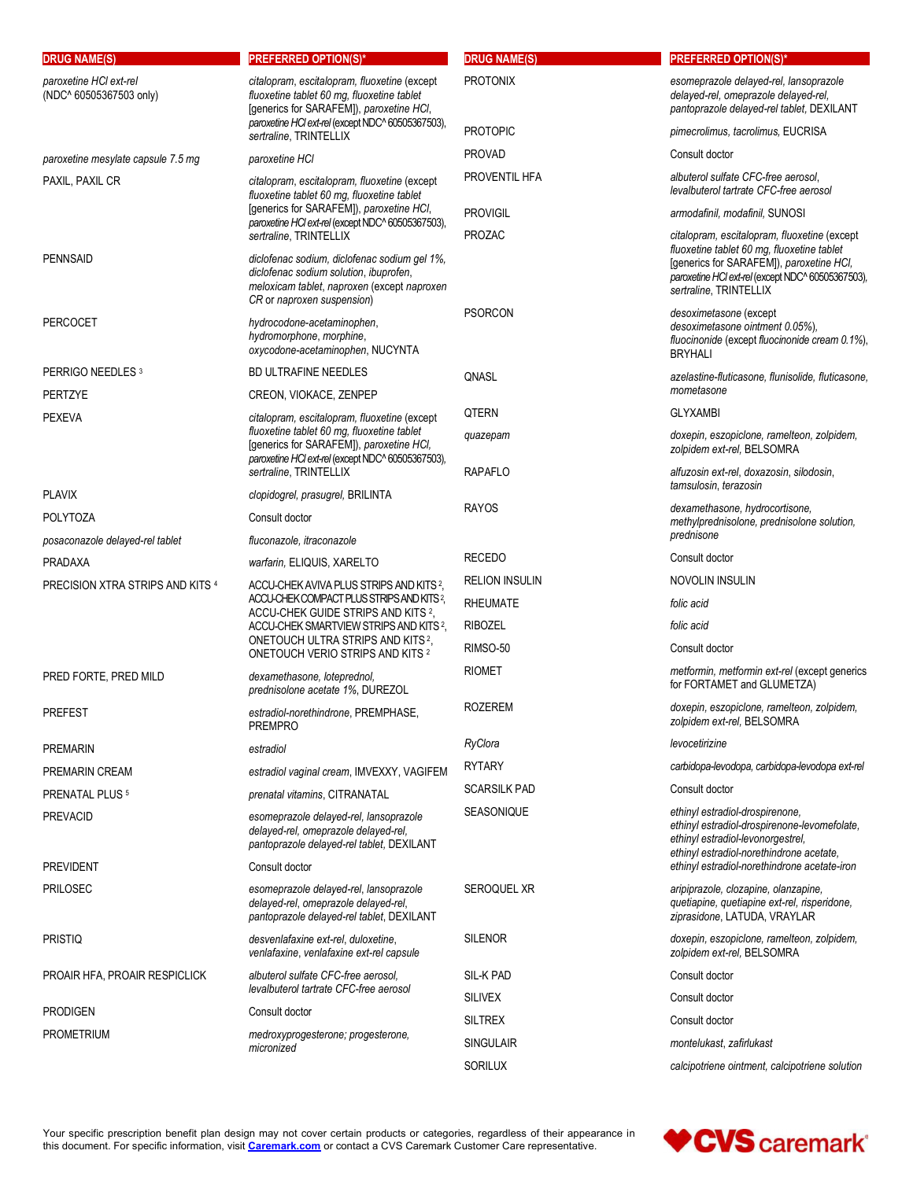| DRUG NAME(S) | PREFERRED OPTION(S)* |
|---|---|
| *paroxetine HCl ext-rel* (NDC^ 60505367503 only) | *citalopram*, *escitalopram*, *fluoxetine* (except *fluoxetine tablet 60 mg*, *fluoxetine tablet* [generics for SARAFEM]), *paroxetine HCl*, *paroxetine HCl ext-rel* (except NDC^ 60505367503), *sertraline*, TRINTELLIX |
| *paroxetine mesylate capsule 7.5 mg* | *paroxetine HCl* |
| PAXIL, PAXIL CR | *citalopram*, *escitalopram*, *fluoxetine* (except *fluoxetine tablet 60 mg*, *fluoxetine tablet* [generics for SARAFEM]), *paroxetine HCl*, *paroxetine HCl ext-rel* (except NDC^ 60505367503), *sertraline*, TRINTELLIX |
| PENNSAID | *diclofenac sodium*, *diclofenac sodium gel 1%*, *diclofenac sodium solution*, *ibuprofen*, *meloxicam tablet*, *naproxen* (except *naproxen CR* or *naproxen suspension*) |
| PERCOCET | *hydrocodone-acetaminophen*, *hydromorphone*, *morphine*, *oxycodone-acetaminophen*, NUCYNTA |
| PERRIGO NEEDLES [3] | BD ULTRAFINE NEEDLES |
| PERTZYE | CREON, VIOKACE, ZENPEP |
| PEXEVA | *citalopram*, *escitalopram*, *fluoxetine* (except *fluoxetine tablet 60 mg*, *fluoxetine tablet* [generics for SARAFEM]), *paroxetine HCl*, *paroxetine HCl ext-rel* (except NDC^ 60505367503), *sertraline*, TRINTELLIX |
| PLAVIX | *clopidogrel*, *prasugrel*, BRILINTA |
| POLYTOZA | Consult doctor |
| *posaconazole delayed-rel tablet* | *fluconazole*, *itraconazole* |
| PRADAXA | *warfarin*, ELIQUIS, XARELTO |
| PRECISION XTRA STRIPS AND KITS [4] | ACCU-CHEK AVIVA PLUS STRIPS AND KITS [2], ACCU-CHEK COMPACT PLUS STRIPS AND KITS [2], ACCU-CHEK GUIDE STRIPS AND KITS [2], ACCU-CHEK SMARTVIEW STRIPS AND KITS [2], ONETOUCH ULTRA STRIPS AND KITS [2], ONETOUCH VERIO STRIPS AND KITS [2] |
| PRED FORTE, PRED MILD | *dexamethasone*, *loteprednol*, *prednisolone acetate 1%*, DUREZOL |
| PREFEST | *estradiol-norethindrone*, PREMPHASE, PREMPRO |
| PREMARIN | *estradiol* |
| PREMARIN CREAM | *estradiol vaginal cream*, IMVEXXY, VAGIFEM |
| PRENATAL PLUS [5] | *prenatal vitamins*, CITRANATAL |
| PREVACID | *esomeprazole delayed-rel*, *lansoprazole delayed-rel*, *omeprazole delayed-rel*, *pantoprazole delayed-rel tablet*, DEXILANT |
| PREVIDENT | Consult doctor |
| PRILOSEC | *esomeprazole delayed-rel*, *lansoprazole delayed-rel*, *omeprazole delayed-rel*, *pantoprazole delayed-rel tablet*, DEXILANT |
| PRISTIQ | *desvenlafaxine ext-rel*, *duloxetine*, *venlafaxine*, *venlafaxine ext-rel capsule* |
| PROAIR HFA, PROAIR RESPICLICK | *albuterol sulfate CFC-free aerosol*, *levalbuterol tartrate CFC-free aerosol* |
| PRODIGEN | Consult doctor |
| PROMETRIUM | *medroxyprogesterone*; *progesterone, micronized* |
| PROTONIX | *esomeprazole delayed-rel*, *lansoprazole delayed-rel*, *pantoprazole delayed-rel tablet*, DEXILANT |
| PROTOPIC | *pimecrolimus*, *tacrolimus*, EUCRISA |
| PROVAD | Consult doctor |
| PROVENTIL HFA | *albuterol sulfate CFC-free aerosol*, *levalbuterol tartrate CFC-free aerosol* |
| PROVIGIL | *armodafinil*, *modafinil*, SUNOSI |
| PROZAC | *citalopram*, *escitalopram*, *fluoxetine* (except *fluoxetine tablet 60 mg*, *fluoxetine tablet* [generics for SARAFEM]), *paroxetine HCl*, *paroxetine HCl ext-rel* (except NDC^ 60505367503), *sertraline*, TRINTELLIX |
| PSORCON | *desoximetasone* (except *desoximetasone ointment 0.05%*), *fluocinonide* (except *fluocinonide cream 0.1%*), BRYHALI |
| QNASL | *azelastine-fluticasone*, *flunisolide*, *fluticasone*, *mometasone* |
| QTERN | GLYXAMBI |
| *quazepam* | *doxepin*, *eszopiclone*, *ramelteon*, *zolpidem*, *zolpidem ext-rel*, BELSOMRA |
| RAPAFLO | *alfuzosin ext-rel*, *doxazosin*, *silodosin*, *tamsulosin*, *terazosin* |
| RAYOS | *dexamethasone*, *hydrocortisone*, *methylprednisolone*, *prednisolone solution*, *prednisone* |
| RECEDO | Consult doctor |
| RELION INSULIN | NOVOLIN INSULIN |
| RHEUMATE | *folic acid* |
| RIBOZEL | *folic acid* |
| RIMSO-50 | Consult doctor |
| RIOMET | *metformin*, *metformin ext-rel* (except generics for FORTAMET and GLUMETZA) |
| ROZEREM | *doxepin*, *eszopiclone*, *ramelteon*, *zolpidem*, *zolpidem ext-rel*, BELSOMRA |
| *RyClora* | *levocetirizine* |
| RYTARY | *carbidopa-levodopa*, *carbidopa-levodopa ext-rel* |
| SCARSILK PAD | Consult doctor |
| SEASONIQUE | *ethinyl estradiol-drospirenone*, *ethinyl estradiol-drospirenone-levomefolate*, *ethinyl estradiol-levonorgestrel*, *ethinyl estradiol-norethindrone acetate*, *ethinyl estradiol-norethindrone acetate-iron* |
| SEROQUEL XR | *aripiprazole*, *clozapine*, *olanzapine*, *quetiapine*, *quetiapine ext-rel*, *risperidone*, *ziprasidone*, LATUDA, VRAYLAR |
| SILENOR | *doxepin*, *eszopiclone*, *ramelteon*, *zolpidem*, *zolpidem ext-rel*, BELSOMRA |
| SIL-K PAD | Consult doctor |
| SILIVEX | Consult doctor |
| SILTREX | Consult doctor |
| SINGULAIR | *montelukast*, *zafirlukast* |
| SORILUX | *calcipotriene ointment*, *calcipotriene solution* |

Your specific prescription benefit plan design may not cover certain products or categories, regardless of their appearance in this document. For specific information, visit [Caremark.com](Caremark.com) or contact a CVS Caremark Customer Care representative.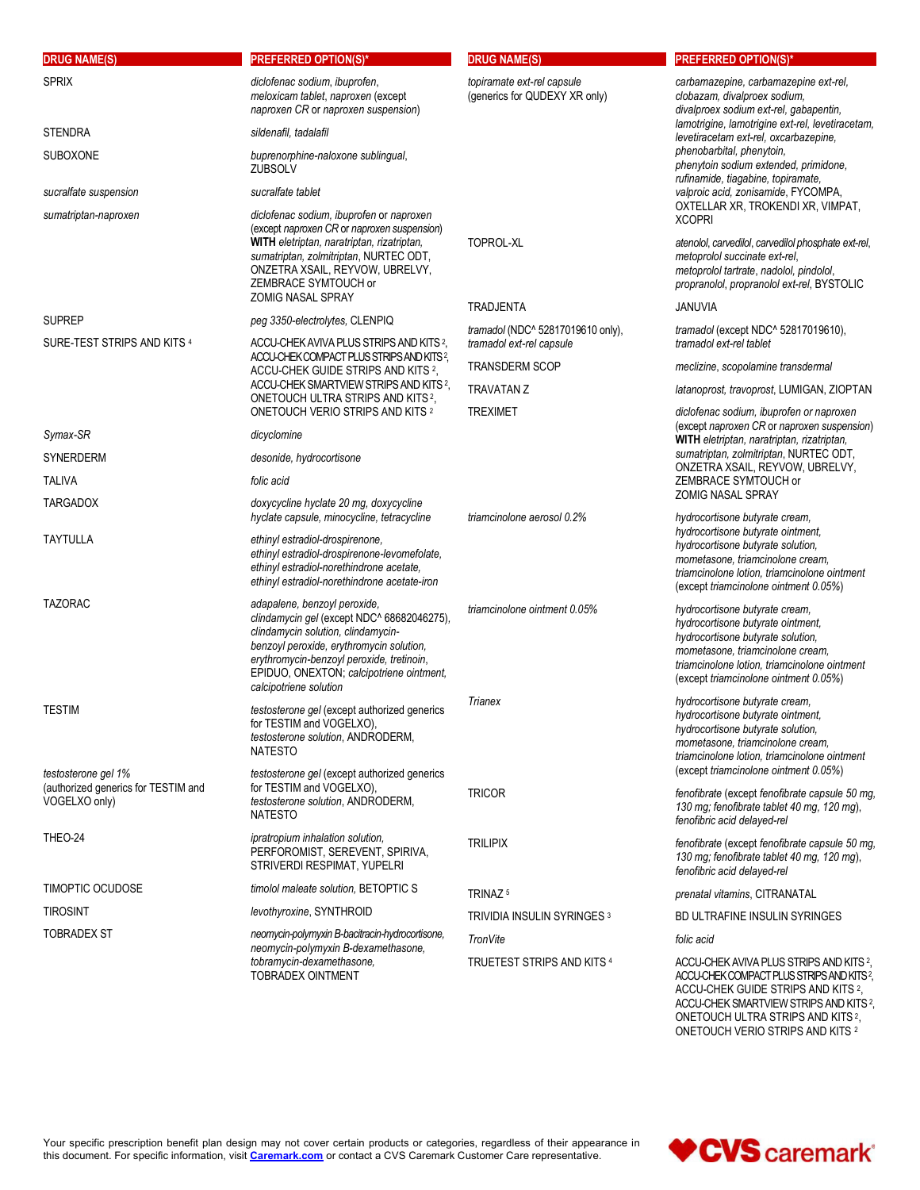| DRUG NAME(S) | PREFERRED OPTION(S)* |
|---|---|
| SPRIX | *diclofenac sodium, ibuprofen, meloxicam tablet, naproxen* (except *naproxen CR* or *naproxen suspension*) |
| STENDRA | *sildenafil, tadalafil* |
| SUBOXONE | *buprenorphine-naloxone sublingual*, ZUBSOLV |
| *sucralfate suspension* | *sucralfate tablet* |
| *sumatriptan-naproxen* | *diclofenac sodium, ibuprofen* or *naproxen* (except *naproxen CR* or *naproxen suspension*) **WITH** *eletriptan, naratriptan, rizatriptan, sumatriptan, zolmitriptan*, NURTEC ODT, ONZETRA XSAIL, REYVOW, UBRELVY, ZEMBRACE SYMTOUCH or ZOMIG NASAL SPRAY |
| SUPREP | *peg 3350-electrolytes*, CLENPIQ |
| SURE-TEST STRIPS AND KITS [4] | ACCU-CHEK AVIVA PLUS STRIPS AND KITS [2], ACCU-CHEK COMPACT PLUS STRIPS AND KITS [2], ACCU-CHEK GUIDE STRIPS AND KITS [2], ACCU-CHEK SMARTVIEW STRIPS AND KITS [2], ONETOUCH ULTRA STRIPS AND KITS [2], ONETOUCH VERIO STRIPS AND KITS [2] |
| *Symax-SR* | *dicyclomine* |
| SYNERDERM | *desonide, hydrocortisone* |
| TALIVA | *folic acid* |
| TARGADOX | *doxycycline hyclate 20 mg, doxycycline hyclate capsule, minocycline, tetracycline* |
| TAYTULLA | *ethinyl estradiol-drospirenone, ethinyl estradiol-drospirenone-levomefolate, ethinyl estradiol-norethindrone acetate, ethinyl estradiol-norethindrone acetate-iron* |
| TAZORAC | *adapalene, benzoyl peroxide, clindamycin gel* (except NDC^ 68682046275), *clindamycin solution, clindamycin-benzoyl peroxide, erythromycin solution, erythromycin-benzoyl peroxide, tretinoin*, EPIDUO, ONEXTON; *calcipotriene ointment, calcipotriene solution* |
| TESTIM | *testosterone gel* (except authorized generics for TESTIM and VOGELXO), *testosterone solution*, ANDRODERM, NATESTO |
| *testosterone gel 1%* (authorized generics for TESTIM and VOGELXO only) | *testosterone gel* (except authorized generics for TESTIM and VOGELXO), *testosterone solution*, ANDRODERM, NATESTO |
| THEO-24 | *ipratropium inhalation solution*, PERFOROMIST, SEREVENT, SPIRIVA, STRIVERDI RESPIMAT, YUPELRI |
| TIMOPTIC OCUDOSE | *timolol maleate solution*, BETOPTIC S |
| TIROSINT | *levothyroxine*, SYNTHROID |
| TOBRADEX ST | *neomycin-polymyxin B-bacitracin-hydrocortisone, neomycin-polymyxin B-dexamethasone, tobramycin-dexamethasone*, TOBRADEX OINTMENT |
| *topiramate ext-rel capsule* (generics for QUDEXY XR only) | *carbamazepine, carbamazepine ext-rel, clobazam, divalproex sodium, divalproex sodium ext-rel, gabapentin, lamotrigine, lamotrigine ext-rel, levetiracetam, levetiracetam ext-rel, oxcarbazepine, phenobarbital, phenytoin, phenytoin sodium extended, primidone, rufinamide, tiagabine, topiramate, valproic acid, zonisamide*, FYCOMPA, OXTELLAR XR, TROKENDI XR, VIMPAT, XCOPRI |
| TOPROL-XL | *atenolol, carvedilol, carvedilol phosphate ext-rel, metoprolol succinate ext-rel, metoprolol tartrate, nadolol, pindolol, propranolol, propranolol ext-rel*, BYSTOLIC |
| TRADJENTA | JANUVIA |
| *tramadol* (NDC^ 52817019610 only), *tramadol ext-rel capsule* | *tramadol* (except NDC^ 52817019610), *tramadol ext-rel tablet* |
| TRANSDERM SCOP | *meclizine, scopolamine transdermal* |
| TRAVATAN Z | *latanoprost, travoprost*, LUMIGAN, ZIOPTAN |
| TREXIMET | *diclofenac sodium, ibuprofen* or *naproxen* (except *naproxen CR* or *naproxen suspension*) **WITH** *eletriptan, naratriptan, rizatriptan, sumatriptan, zolmitriptan*, NURTEC ODT, ONZETRA XSAIL, REYVOW, UBRELVY, ZEMBRACE SYMTOUCH or ZOMIG NASAL SPRAY |
| *triamcinolone aerosol 0.2%* | *hydrocortisone butyrate cream, hydrocortisone butyrate ointment, hydrocortisone butyrate solution, mometasone, triamcinolone cream, triamcinolone lotion, triamcinolone ointment* (except *triamcinolone ointment 0.05%*) |
| *triamcinolone ointment 0.05%* | *hydrocortisone butyrate cream, hydrocortisone butyrate ointment, hydrocortisone butyrate solution, mometasone, triamcinolone cream, triamcinolone lotion, triamcinolone ointment* (except *triamcinolone ointment 0.05%*) |
| *Trianex* | *hydrocortisone butyrate cream, hydrocortisone butyrate ointment, hydrocortisone butyrate solution, mometasone, triamcinolone cream, triamcinolone lotion, triamcinolone ointment* (except *triamcinolone ointment 0.05%*) |
| TRICOR | *fenofibrate* (except *fenofibrate capsule 50 mg, 130 mg; fenofibrate tablet 40 mg, 120 mg*), *fenofibric acid delayed-rel* |
| TRILIPIX | *fenofibrate* (except *fenofibrate capsule 50 mg, 130 mg; fenofibrate tablet 40 mg, 120 mg*), *fenofibric acid delayed-rel* |
| TRINAZ [5] | *prenatal vitamins*, CITRANATAL |
| TRIVIDIA INSULIN SYRINGES [3] | BD ULTRAFINE INSULIN SYRINGES |
| *TronVite* | *folic acid* |
| TRUETEST STRIPS AND KITS [4] | ACCU-CHEK AVIVA PLUS STRIPS AND KITS [2], ACCU-CHEK COMPACT PLUS STRIPS AND KITS [2], ACCU-CHEK GUIDE STRIPS AND KITS [2], ACCU-CHEK SMARTVIEW STRIPS AND KITS [2], ONETOUCH ULTRA STRIPS AND KITS [2], ONETOUCH VERIO STRIPS AND KITS [2] |

Your specific prescription benefit plan design may not cover certain products or categories, regardless of their appearance in this document. For specific information, visit [Caremark.com](https://www.caremark.com) or contact a CVS Caremark Customer Care representative.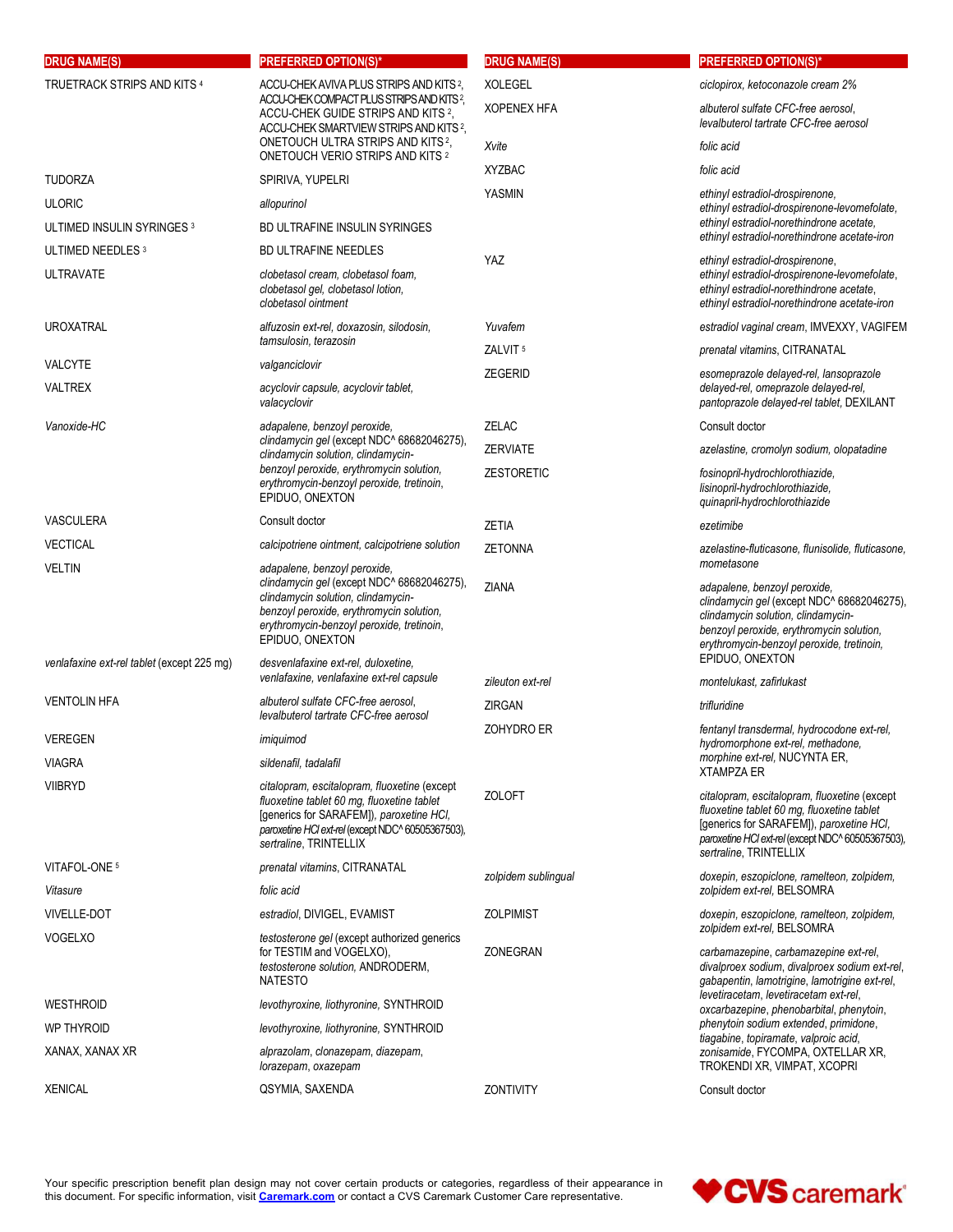| DRUG NAME(S) | PREFERRED OPTION(S)* |
|---|---|
| TRUETRACK STRIPS AND KITS [4] | ACCU-CHEK AVIVA PLUS STRIPS AND KITS [2], ACCU-CHEK COMPACT PLUS STRIPS AND KITS [2], ACCU-CHEK GUIDE STRIPS AND KITS [2], ACCU-CHEK SMARTVIEW STRIPS AND KITS [2], ONETOUCH ULTRA STRIPS AND KITS [2], ONETOUCH VERIO STRIPS AND KITS [2] |
| TUDORZA | SPIRIVA, YUPELRI |
| ULORIC | *allopurinol* |
| ULTIMED INSULIN SYRINGES [3] | BD ULTRAFINE INSULIN SYRINGES |
| ULTIMED NEEDLES [3] | BD ULTRAFINE NEEDLES |
| ULTRAVATE | *clobetasol cream, clobetasol foam, clobetasol gel, clobetasol lotion, clobetasol ointment* |
| UROXATRAL | *alfuzosin ext-rel, doxazosin, silodosin, tamsulosin, terazosin* |
| VALCYTE | *valganciclovir* |
| VALTREX | *acyclovir capsule, acyclovir tablet, valacyclovir* |
| *Vanoxide-HC* | *adapalene, benzoyl peroxide, clindamycin gel* (except NDC^ 68682046275), *clindamycin solution, clindamycin-benzoyl peroxide, erythromycin solution, erythromycin-benzoyl peroxide, tretinoin*, EPIDUO, ONEXTON |
| VASCULERA | Consult doctor |
| VECTICAL | *calcipotriene ointment, calcipotriene solution* |
| VELTIN | *adapalene, benzoyl peroxide, clindamycin gel* (except NDC^ 68682046275), *clindamycin solution, clindamycin-benzoyl peroxide, erythromycin solution, erythromycin-benzoyl peroxide, tretinoin*, EPIDUO, ONEXTON |
| *venlafaxine ext-rel tablet* (except 225 mg) | *desvenlafaxine ext-rel, duloxetine, venlafaxine, venlafaxine ext-rel capsule* |
| VENTOLIN HFA | *albuterol sulfate CFC-free aerosol, levalbuterol tartrate CFC-free aerosol* |
| VEREGEN | *imiquimod* |
| VIAGRA | *sildenafil, tadalafil* |
| VIIBRYD | *citalopram, escitalopram, fluoxetine* (except *fluoxetine tablet 60 mg, fluoxetine tablet* [generics for SARAFEM]), *paroxetine HCl, paroxetine HCl ext-rel* (except NDC^ 60505367503), *sertraline*, TRINTELLIX |
| VITAFOL-ONE [5] | *prenatal vitamins*, CITRANATAL |
| *Vitasure* | *folic acid* |
| VIVELLE-DOT | *estradiol*, DIVIGEL, EVAMIST |
| VOGELXO | *testosterone gel* (except authorized generics for TESTIM and VOGELXO), *testosterone solution*, ANDRODERM, NATESTO |
| WESTHROID | *levothyroxine, liothyronine*, SYNTHROID |
| WP THYROID | *levothyroxine, liothyronine*, SYNTHROID |
| XANAX, XANAX XR | *alprazolam, clonazepam, diazepam, lorazepam, oxazepam* |
| XENICAL | QSYMIA, SAXENDA |
| XOLEGEL | *ciclopirox, ketoconazole cream 2%* |
| XOPENEX HFA | *albuterol sulfate CFC-free aerosol, levalbuterol tartrate CFC-free aerosol* |
| *Xvite* | *folic acid* |
| XYZBAC | *folic acid* |
| YASMIN | *ethinyl estradiol-drospirenone, ethinyl estradiol-drospirenone-levomefolate, ethinyl estradiol-norethindrone acetate, ethinyl estradiol-norethindrone acetate-iron* |
| YAZ | *ethinyl estradiol-drospirenone, ethinyl estradiol-drospirenone-levomefolate, ethinyl estradiol-norethindrone acetate, ethinyl estradiol-norethindrone acetate-iron* |
| *Yuvafem* | *estradiol vaginal cream*, IMVEXXY, VAGIFEM |
| ZALVIT [5] | *prenatal vitamins*, CITRANATAL |
| ZEGERID | *esomeprazole delayed-rel, lansoprazole delayed-rel, omeprazole delayed-rel, pantoprazole delayed-rel tablet*, DEXILANT |
| ZELAC | Consult doctor |
| ZERVIATE | *azelastine, cromolyn sodium, olopatadine* |
| ZESTORETIC | *fosinopril-hydrochlorothiazide, lisinopril-hydrochlorothiazide, quinapril-hydrochlorothiazide* |
| ZETIA | *ezetimibe* |
| ZETONNA | *azelastine-fluticasone, flunisolide, fluticasone, mometasone* |
| ZIANA | *adapalene, benzoyl peroxide, clindamycin gel* (except NDC^ 68682046275), *clindamycin solution, clindamycin-benzoyl peroxide, erythromycin solution, erythromycin-benzoyl peroxide, tretinoin*, EPIDUO, ONEXTON |
| *zileuton ext-rel* | *montelukast, zafirlukast* |
| ZIRGAN | *trifluridine* |
| ZOHYDRO ER | *fentanyl transdermal, hydrocodone ext-rel, hydromorphone ext-rel, methadone, morphine ext-rel*, NUCYNTA ER, XTAMPZA ER |
| ZOLOFT | *citalopram, escitalopram, fluoxetine* (except *fluoxetine tablet 60 mg, fluoxetine tablet* [generics for SARAFEM]), *paroxetine HCl, paroxetine HCl ext-rel* (except NDC^ 60505367503), *sertraline*, TRINTELLIX |
| *zolpidem sublingual* | *doxepin, eszopiclone, ramelteon, zolpidem, zolpidem ext-rel*, BELSOMRA |
| ZOLPIMIST | *doxepin, eszopiclone, ramelteon, zolpidem, zolpidem ext-rel*, BELSOMRA |
| ZONEGRAN | *carbamazepine, carbamazepine ext-rel, divalproex sodium, divalproex sodium ext-rel, gabapentin, lamotrigine, lamotrigine ext-rel, levetiracetam, levetiracetam ext-rel, oxcarbazepine, phenobarbital, phenytoin, phenytoin sodium extended, primidone, tiagabine, topiramate, valproic acid, zonisamide*, FYCOMPA, OXTELLAR XR, TROKENDI XR, VIMPAT, XCOPRI |
| ZONTIVITY | Consult doctor |

Your specific prescription benefit plan design may not cover certain products or categories, regardless of their appearance in this document. For specific information, visit [Caremark.com](https://www.caremark.com) or contact a CVS Caremark Customer Care representative.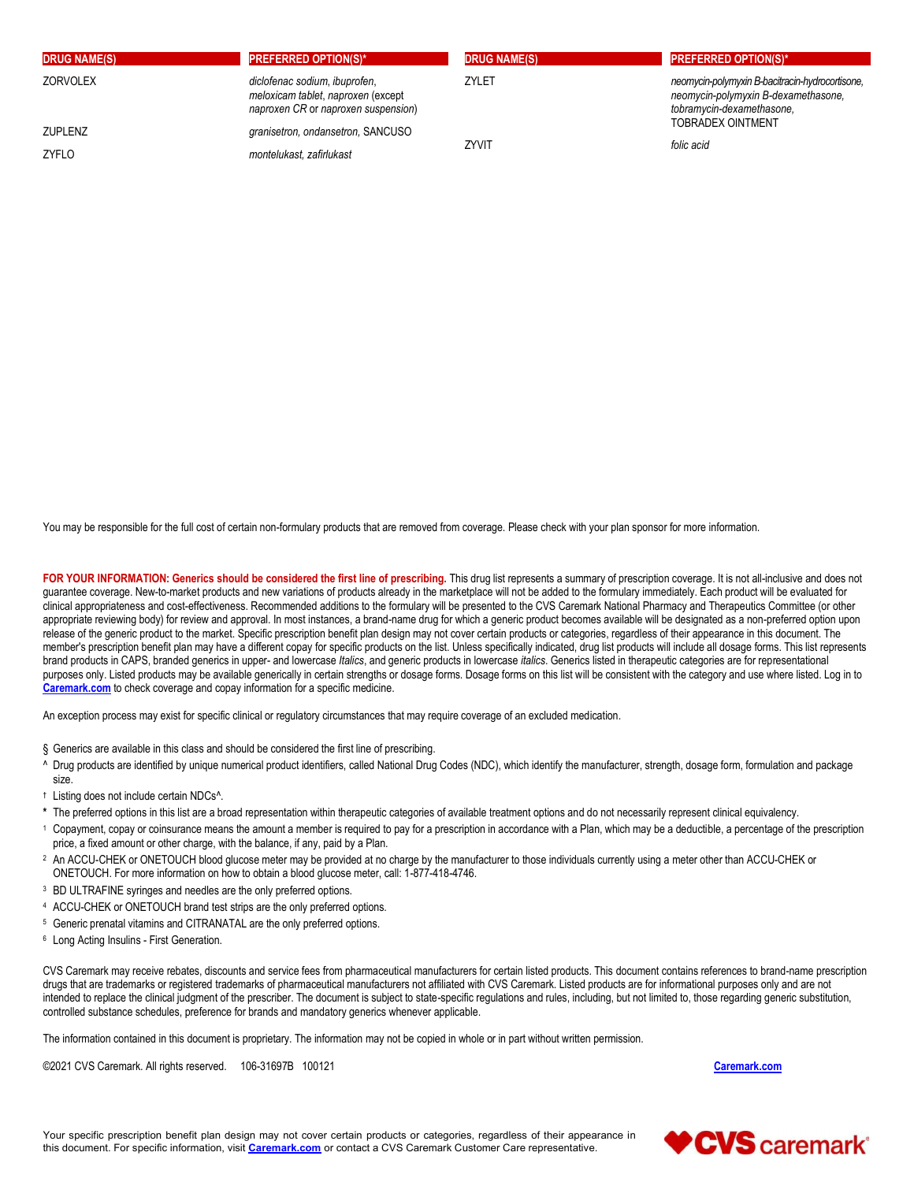| DRUG NAME(S) | PREFERRED OPTION(S)* |
| --- | --- |
| ZORVOLEX | *diclofenac sodium, ibuprofen, meloxicam tablet, naproxen* (except *naproxen CR* or *naproxen suspension*) |
| ZUPLENZ | *granisetron, ondansetron,* SANCUSO |
| ZYFLO | *montelukast, zafirlukast* |
| ZYLET | *neomycin-polymyxin B-bacitracin-hydrocortisone, neomycin-polymyxin B-dexamethasone, tobramycin-dexamethasone,* TOBRADEX OINTMENT |
| ZYVIT | *folic acid* |

You may be responsible for the full cost of certain non-formulary products that are removed from coverage. Please check with your plan sponsor for more information.

**FOR YOUR INFORMATION: Generics should be considered the first line of prescribing.** This drug list represents a summary of prescription coverage. It is not all-inclusive and does not guarantee coverage. New-to-market products and new variations of products already in the marketplace will not be added to the formulary immediately. Each product will be evaluated for clinical appropriateness and cost-effectiveness. Recommended additions to the formulary will be presented to the CVS Caremark National Pharmacy and Therapeutics Committee (or other appropriate reviewing body) for review and approval. In most instances, a brand-name drug for which a generic product becomes available will be designated as a non-preferred option upon release of the generic product to the market. Specific prescription benefit plan design may not cover certain products or categories, regardless of their appearance in this document. The member's prescription benefit plan may have a different copay for specific products on the list. Unless specifically indicated, drug list products will include all dosage forms. This list represents brand products in CAPS, branded generics in upper- and lowercase *Italics*, and generic products in lowercase *italics*. Generics listed in therapeutic categories are for representational purposes only. Listed products may be available generically in certain strengths or dosage forms. Dosage forms on this list will be consistent with the category and use where listed. Log in to **Caremark.com** to check coverage and copay information for a specific medicine.

An exception process may exist for specific clinical or regulatory circumstances that may require coverage of an excluded medication.

§ Generics are available in this class and should be considered the first line of prescribing.

^ Drug products are identified by unique numerical product identifiers, called National Drug Codes (NDC), which identify the manufacturer, strength, dosage form, formulation and package size.

† Listing does not include certain NDCs^.

\* The preferred options in this list are a broad representation within therapeutic categories of available treatment options and do not necessarily represent clinical equivalency.

[1] Copayment, copay or coinsurance means the amount a member is required to pay for a prescription in accordance with a Plan, which may be a deductible, a percentage of the prescription price, a fixed amount or other charge, with the balance, if any, paid by a Plan.

[2] An ACCU-CHEK or ONETOUCH blood glucose meter may be provided at no charge by the manufacturer to those individuals currently using a meter other than ACCU-CHEK or ONETOUCH. For more information on how to obtain a blood glucose meter, call: 1-877-418-4746.

[3] BD ULTRAFINE syringes and needles are the only preferred options.

[4] ACCU-CHEK or ONETOUCH brand test strips are the only preferred options.

[5] Generic prenatal vitamins and CITRANATAL are the only preferred options.

[6] Long Acting Insulins - First Generation.

CVS Caremark may receive rebates, discounts and service fees from pharmaceutical manufacturers for certain listed products. This document contains references to brand-name prescription drugs that are trademarks or registered trademarks of pharmaceutical manufacturers not affiliated with CVS Caremark. Listed products are for informational purposes only and are not intended to replace the clinical judgment of the prescriber. The document is subject to state-specific regulations and rules, including, but not limited to, those regarding generic substitution, controlled substance schedules, preference for brands and mandatory generics whenever applicable.

The information contained in this document is proprietary. The information may not be copied in whole or in part without written permission.

©2021 CVS Caremark. All rights reserved. 106-31697B 100121 **Caremark.com**

Your specific prescription benefit plan design may not cover certain products or categories, regardless of their appearance in this document. For specific information, visit **Caremark.com** or contact a CVS Caremark Customer Care representative.

CVS caremark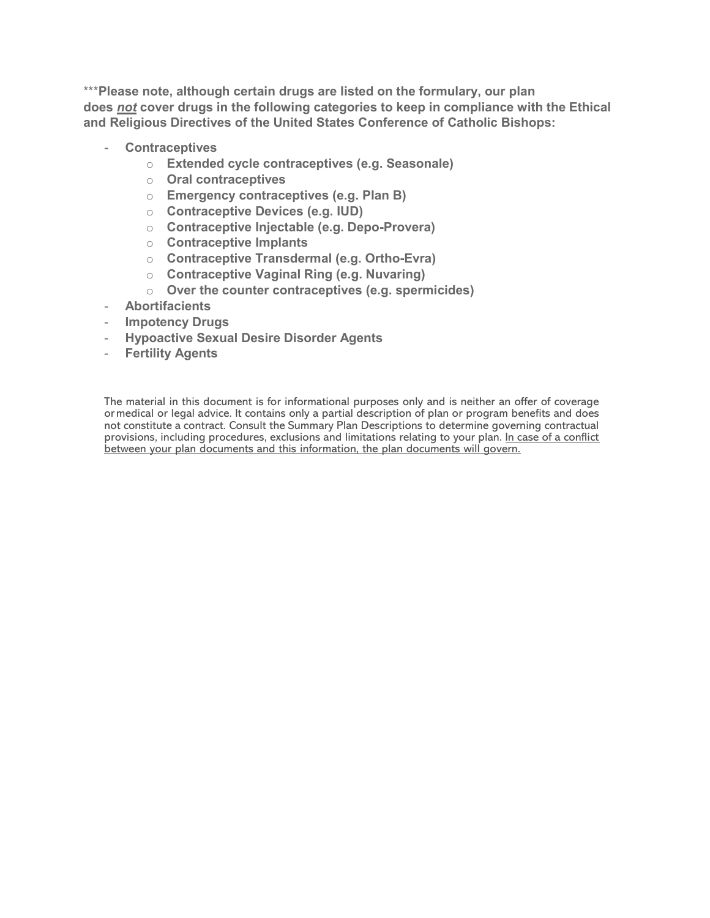**\*\*\*Please note, although certain drugs are listed on the formulary, our plan does _not_ cover drugs in the following categories to keep in compliance with the Ethical and Religious Directives of the United States Conference of Catholic Bishops:**

- **Contraceptives**
  - **Extended cycle contraceptives (e.g. Seasonale)**
  - **Oral contraceptives**
  - **Emergency contraceptives (e.g. Plan B)**
  - **Contraceptive Devices (e.g. IUD)**
  - **Contraceptive Injectable (e.g. Depo-Provera)**
  - **Contraceptive Implants**
  - **Contraceptive Transdermal (e.g. Ortho-Evra)**
  - **Contraceptive Vaginal Ring (e.g. Nuvaring)**
  - **Over the counter contraceptives (e.g. spermicides)**
- **Abortifacients**
- **Impotency Drugs**
- **Hypoactive Sexual Desire Disorder Agents**
- **Fertility Agents**

The material in this document is for informational purposes only and is neither an offer of coverage or medical or legal advice. It contains only a partial description of plan or program benefits and does not constitute a contract. Consult the Summary Plan Descriptions to determine governing contractual provisions, including procedures, exclusions and limitations relating to your plan. In case of a conflict between your plan documents and this information, the plan documents will govern.